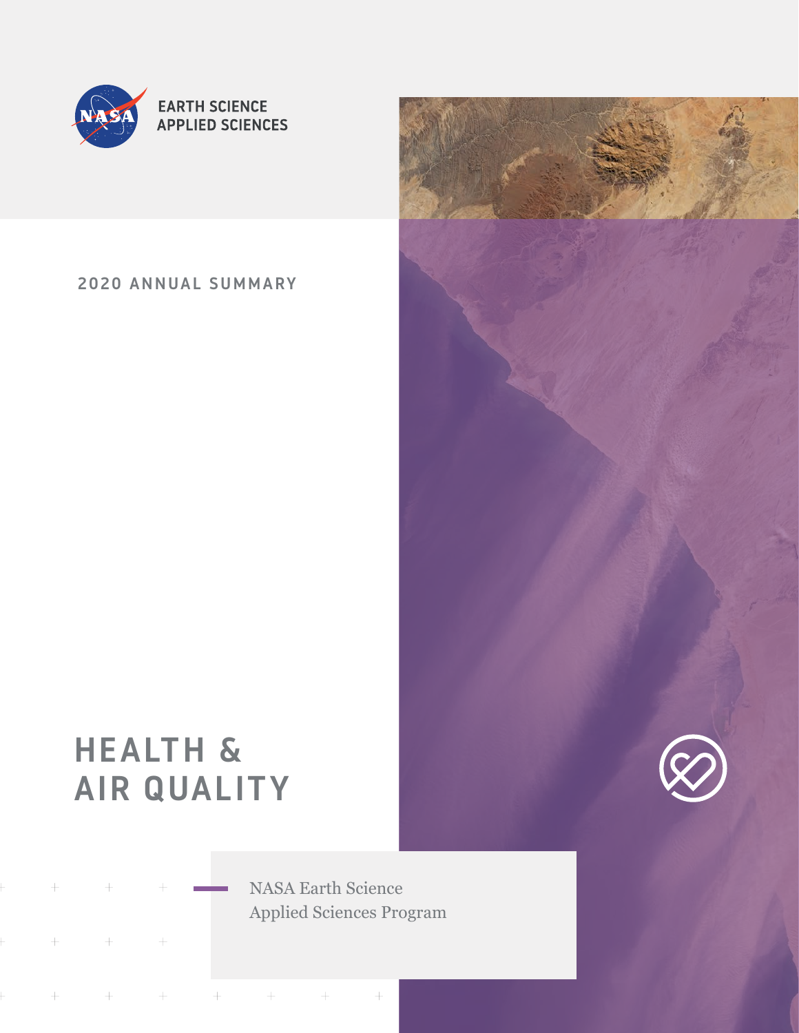EARTH SCIENCE
APPLIED SCIENCES

2020 ANNUAL SUMMARY

# HEALTH & AIR QUALITY

NASA Earth Science
Applied Sciences Program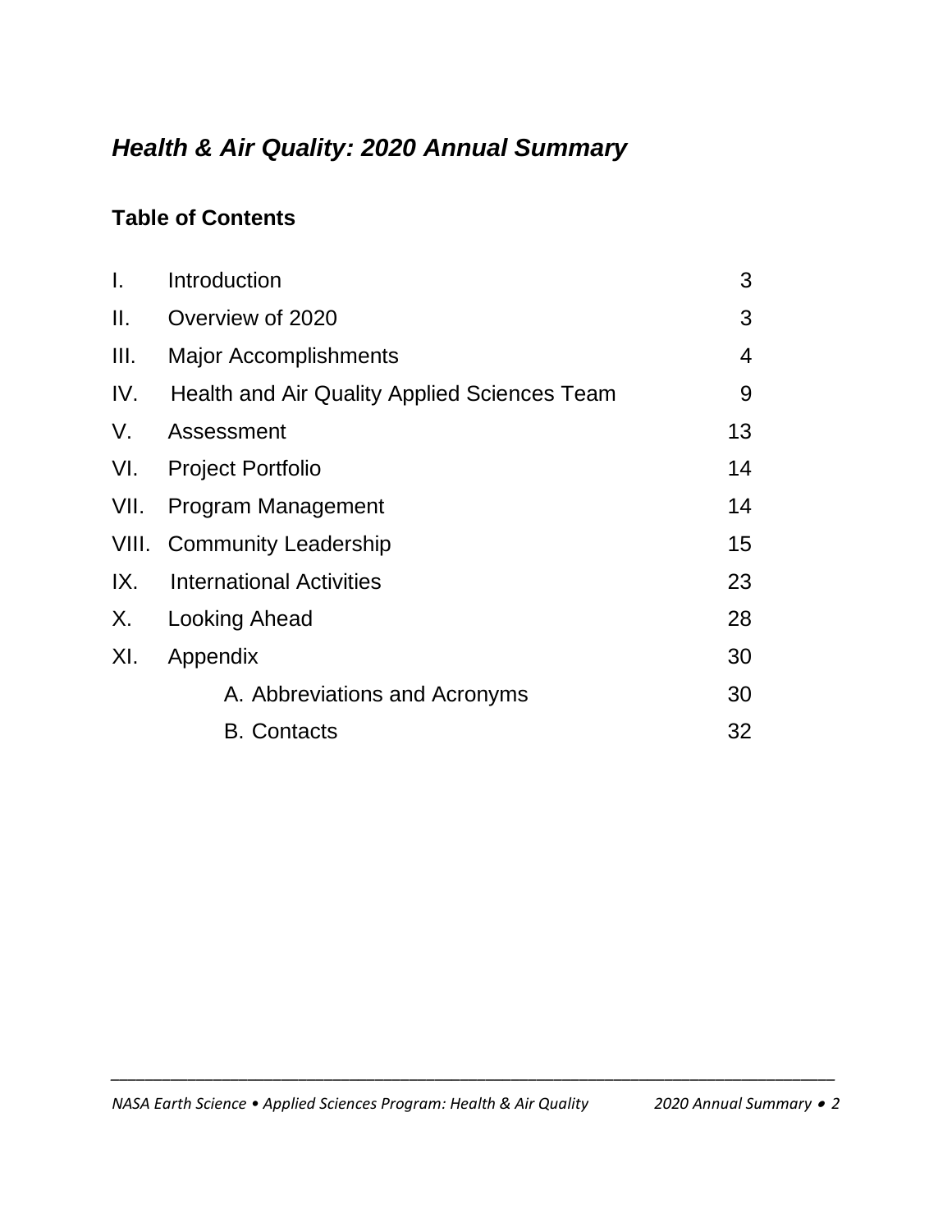# *Health & Air Quality: 2020 Annual Summary*

## Table of Contents

| | | |
|---|---|---|
| I. | Introduction | 3 |
| II. | Overview of 2020 | 3 |
| III. | Major Accomplishments | 4 |
| IV. | Health and Air Quality Applied Sciences Team | 9 |
| V. | Assessment | 13 |
| VI. | Project Portfolio | 14 |
| VII. | Program Management | 14 |
| VIII. | Community Leadership | 15 |
| IX. | International Activities | 23 |
| X. | Looking Ahead | 28 |
| XI. | Appendix | 30 |
| | A. Abbreviations and Acronyms | 30 |
| | B. Contacts | 32 |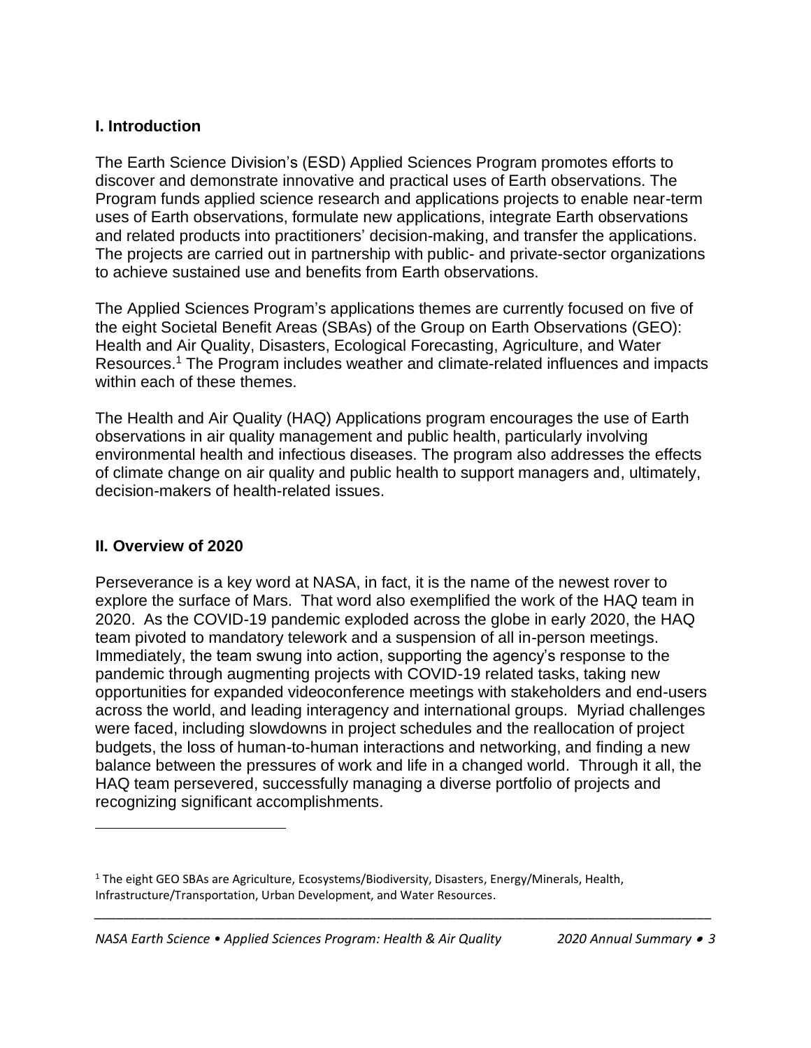## I. Introduction

The Earth Science Division's (ESD) Applied Sciences Program promotes efforts to discover and demonstrate innovative and practical uses of Earth observations. The Program funds applied science research and applications projects to enable near-term uses of Earth observations, formulate new applications, integrate Earth observations and related products into practitioners' decision-making, and transfer the applications. The projects are carried out in partnership with public- and private-sector organizations to achieve sustained use and benefits from Earth observations.

The Applied Sciences Program's applications themes are currently focused on five of the eight Societal Benefit Areas (SBAs) of the Group on Earth Observations (GEO): Health and Air Quality, Disasters, Ecological Forecasting, Agriculture, and Water Resources.[1] The Program includes weather and climate-related influences and impacts within each of these themes.

The Health and Air Quality (HAQ) Applications program encourages the use of Earth observations in air quality management and public health, particularly involving environmental health and infectious diseases. The program also addresses the effects of climate change on air quality and public health to support managers and, ultimately, decision-makers of health-related issues.

## II. Overview of 2020

Perseverance is a key word at NASA, in fact, it is the name of the newest rover to explore the surface of Mars. That word also exemplified the work of the HAQ team in 2020. As the COVID-19 pandemic exploded across the globe in early 2020, the HAQ team pivoted to mandatory telework and a suspension of all in-person meetings. Immediately, the team swung into action, supporting the agency's response to the pandemic through augmenting projects with COVID-19 related tasks, taking new opportunities for expanded videoconference meetings with stakeholders and end-users across the world, and leading interagency and international groups. Myriad challenges were faced, including slowdowns in project schedules and the reallocation of project budgets, the loss of human-to-human interactions and networking, and finding a new balance between the pressures of work and life in a changed world. Through it all, the HAQ team persevered, successfully managing a diverse portfolio of projects and recognizing significant accomplishments.

[1] The eight GEO SBAs are Agriculture, Ecosystems/Biodiversity, Disasters, Energy/Minerals, Health, Infrastructure/Transportation, Urban Development, and Water Resources.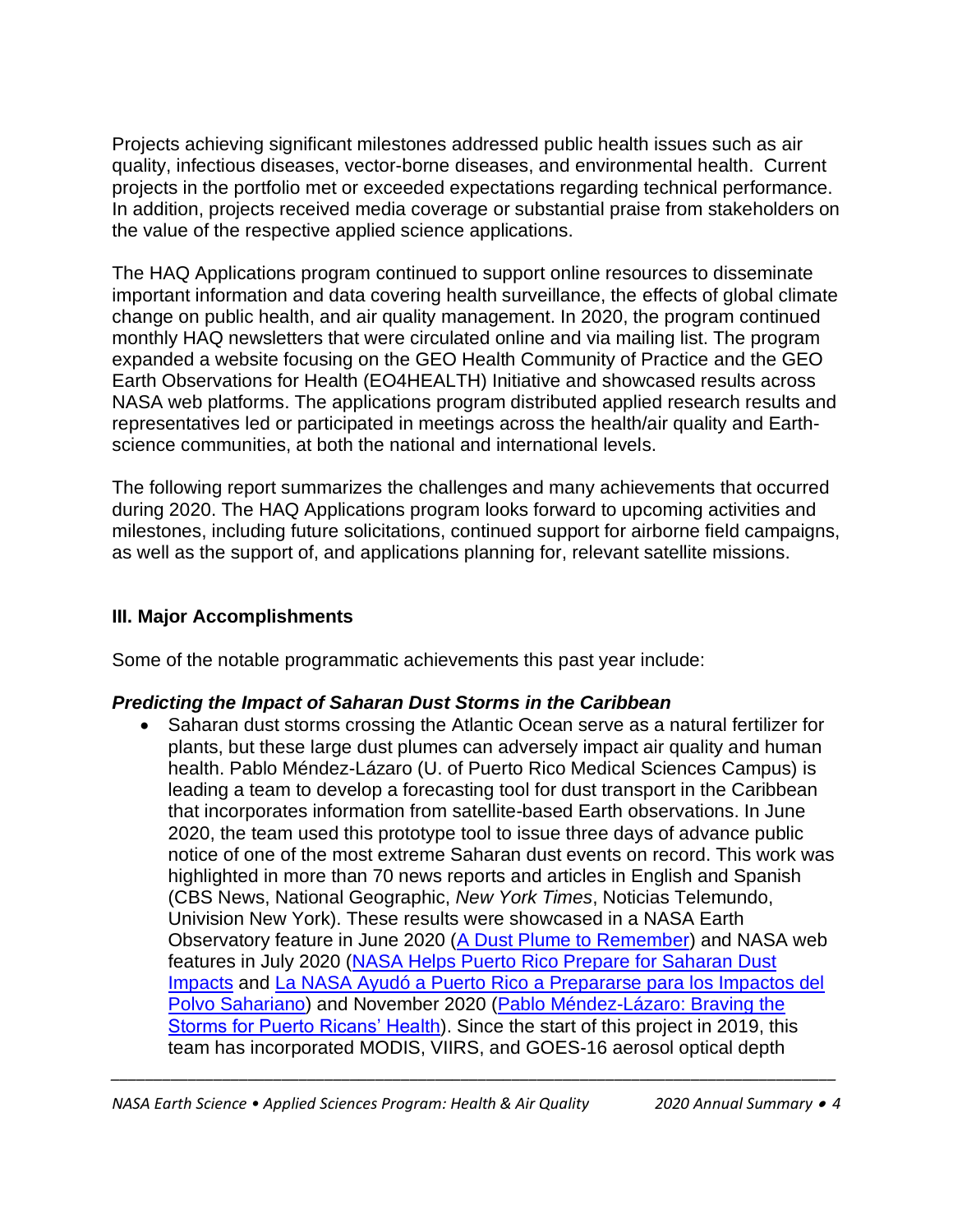Projects achieving significant milestones addressed public health issues such as air quality, infectious diseases, vector-borne diseases, and environmental health. Current projects in the portfolio met or exceeded expectations regarding technical performance. In addition, projects received media coverage or substantial praise from stakeholders on the value of the respective applied science applications.

The HAQ Applications program continued to support online resources to disseminate important information and data covering health surveillance, the effects of global climate change on public health, and air quality management. In 2020, the program continued monthly HAQ newsletters that were circulated online and via mailing list. The program expanded a website focusing on the GEO Health Community of Practice and the GEO Earth Observations for Health (EO4HEALTH) Initiative and showcased results across NASA web platforms. The applications program distributed applied research results and representatives led or participated in meetings across the health/air quality and Earth-science communities, at both the national and international levels.

The following report summarizes the challenges and many achievements that occurred during 2020. The HAQ Applications program looks forward to upcoming activities and milestones, including future solicitations, continued support for airborne field campaigns, as well as the support of, and applications planning for, relevant satellite missions.

## III. Major Accomplishments

Some of the notable programmatic achievements this past year include:

### *Predicting the Impact of Saharan Dust Storms in the Caribbean*

- Saharan dust storms crossing the Atlantic Ocean serve as a natural fertilizer for plants, but these large dust plumes can adversely impact air quality and human health. Pablo Méndez-Lázaro (U. of Puerto Rico Medical Sciences Campus) is leading a team to develop a forecasting tool for dust transport in the Caribbean that incorporates information from satellite-based Earth observations. In June 2020, the team used this prototype tool to issue three days of advance public notice of one of the most extreme Saharan dust events on record. This work was highlighted in more than 70 news reports and articles in English and Spanish (CBS News, National Geographic, *New York Times*, Noticias Telemundo, Univision New York). These results were showcased in a NASA Earth Observatory feature in June 2020 (A Dust Plume to Remember) and NASA web features in July 2020 (NASA Helps Puerto Rico Prepare for Saharan Dust Impacts and La NASA Ayudó a Puerto Rico a Prepararse para los Impactos del Polvo Sahariano) and November 2020 (Pablo Méndez-Lázaro: Braving the Storms for Puerto Ricans' Health). Since the start of this project in 2019, this team has incorporated MODIS, VIIRS, and GOES-16 aerosol optical depth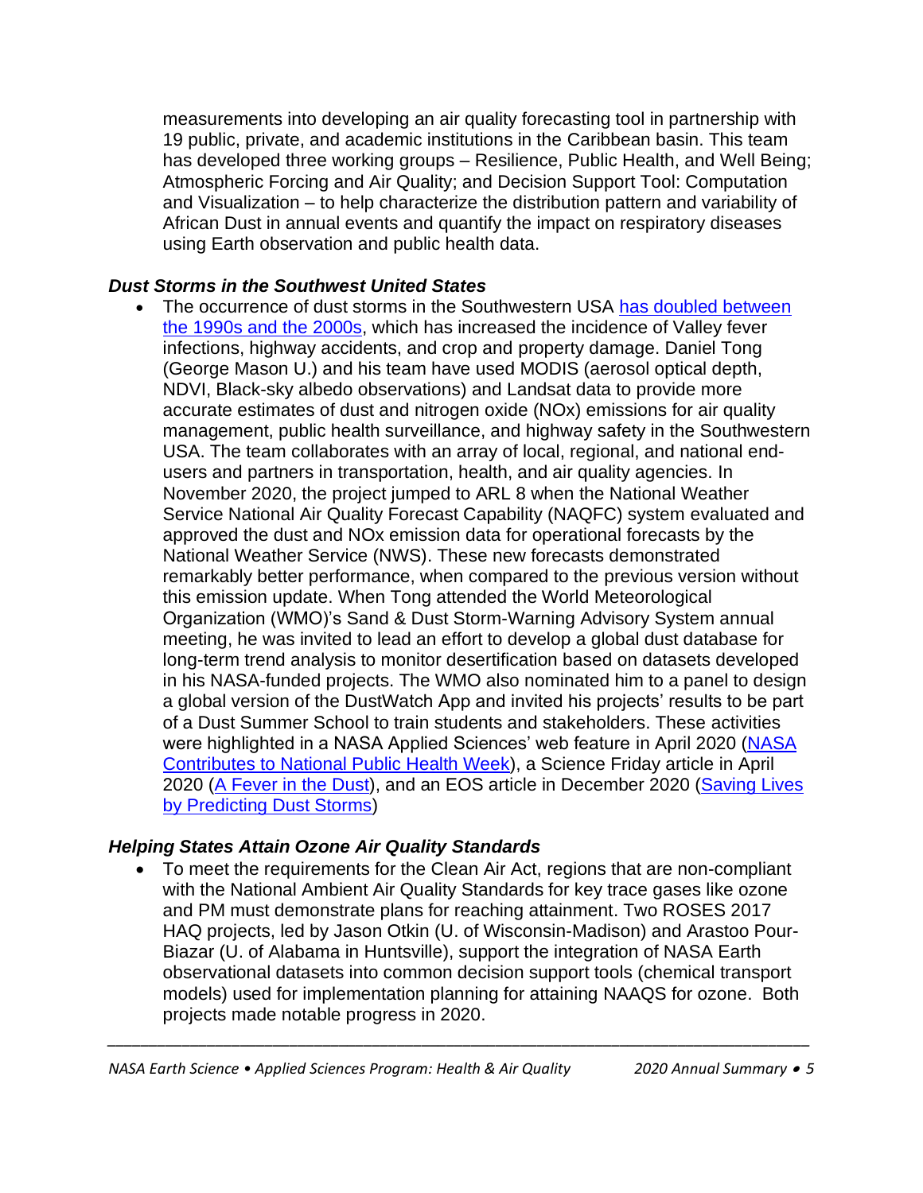measurements into developing an air quality forecasting tool in partnership with 19 public, private, and academic institutions in the Caribbean basin. This team has developed three working groups – Resilience, Public Health, and Well Being; Atmospheric Forcing and Air Quality; and Decision Support Tool: Computation and Visualization – to help characterize the distribution pattern and variability of African Dust in annual events and quantify the impact on respiratory diseases using Earth observation and public health data.

### *Dust Storms in the Southwest United States*

- The occurrence of dust storms in the Southwestern USA has doubled between the 1990s and the 2000s, which has increased the incidence of Valley fever infections, highway accidents, and crop and property damage. Daniel Tong (George Mason U.) and his team have used MODIS (aerosol optical depth, NDVI, Black-sky albedo observations) and Landsat data to provide more accurate estimates of dust and nitrogen oxide (NOx) emissions for air quality management, public health surveillance, and highway safety in the Southwestern USA. The team collaborates with an array of local, regional, and national end-users and partners in transportation, health, and air quality agencies. In November 2020, the project jumped to ARL 8 when the National Weather Service National Air Quality Forecast Capability (NAQFC) system evaluated and approved the dust and NOx emission data for operational forecasts by the National Weather Service (NWS). These new forecasts demonstrated remarkably better performance, when compared to the previous version without this emission update. When Tong attended the World Meteorological Organization (WMO)'s Sand & Dust Storm-Warning Advisory System annual meeting, he was invited to lead an effort to develop a global dust database for long-term trend analysis to monitor desertification based on datasets developed in his NASA-funded projects. The WMO also nominated him to a panel to design a global version of the DustWatch App and invited his projects' results to be part of a Dust Summer School to train students and stakeholders. These activities were highlighted in a NASA Applied Sciences' web feature in April 2020 (NASA Contributes to National Public Health Week), a Science Friday article in April 2020 (A Fever in the Dust), and an EOS article in December 2020 (Saving Lives by Predicting Dust Storms)

### *Helping States Attain Ozone Air Quality Standards*

- To meet the requirements for the Clean Air Act, regions that are non-compliant with the National Ambient Air Quality Standards for key trace gases like ozone and PM must demonstrate plans for reaching attainment. Two ROSES 2017 HAQ projects, led by Jason Otkin (U. of Wisconsin-Madison) and Arastoo Pour-Biazar (U. of Alabama in Huntsville), support the integration of NASA Earth observational datasets into common decision support tools (chemical transport models) used for implementation planning for attaining NAAQS for ozone. Both projects made notable progress in 2020.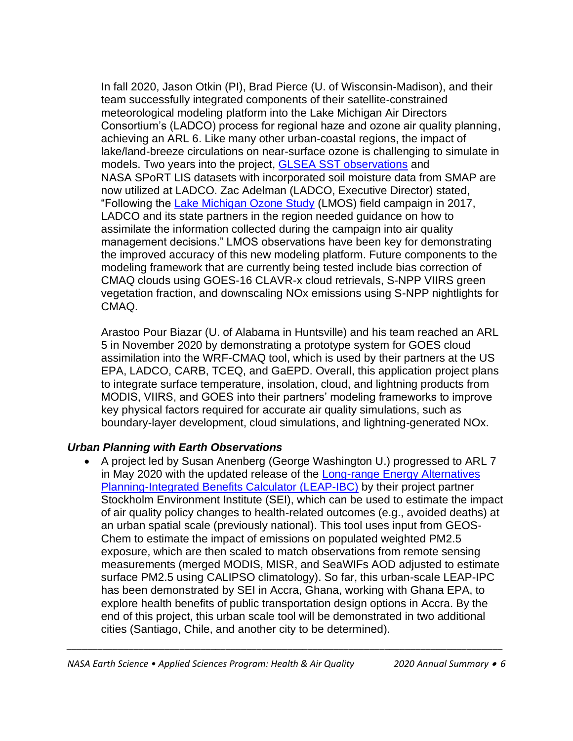In fall 2020, Jason Otkin (PI), Brad Pierce (U. of Wisconsin-Madison), and their team successfully integrated components of their satellite-constrained meteorological modeling platform into the Lake Michigan Air Directors Consortium's (LADCO) process for regional haze and ozone air quality planning, achieving an ARL 6. Like many other urban-coastal regions, the impact of lake/land-breeze circulations on near-surface ozone is challenging to simulate in models. Two years into the project, [GLSEA SST observations]() and NASA SPoRT LIS datasets with incorporated soil moisture data from SMAP are now utilized at LADCO. Zac Adelman (LADCO, Executive Director) stated, "Following the [Lake Michigan Ozone Study]() (LMOS) field campaign in 2017, LADCO and its state partners in the region needed guidance on how to assimilate the information collected during the campaign into air quality management decisions." LMOS observations have been key for demonstrating the improved accuracy of this new modeling platform. Future components to the modeling framework that are currently being tested include bias correction of CMAQ clouds using GOES-16 CLAVR-x cloud retrievals, S-NPP VIIRS green vegetation fraction, and downscaling NOx emissions using S-NPP nightlights for CMAQ.

Arastoo Pour Biazar (U. of Alabama in Huntsville) and his team reached an ARL 5 in November 2020 by demonstrating a prototype system for GOES cloud assimilation into the WRF-CMAQ tool, which is used by their partners at the US EPA, LADCO, CARB, TCEQ, and GaEPD. Overall, this application project plans to integrate surface temperature, insolation, cloud, and lightning products from MODIS, VIIRS, and GOES into their partners' modeling frameworks to improve key physical factors required for accurate air quality simulations, such as boundary-layer development, cloud simulations, and lightning-generated NOx.

### *Urban Planning with Earth Observations*

- A project led by Susan Anenberg (George Washington U.) progressed to ARL 7 in May 2020 with the updated release of the [Long-range Energy Alternatives Planning-Integrated Benefits Calculator (LEAP-IBC)]() by their project partner Stockholm Environment Institute (SEI), which can be used to estimate the impact of air quality policy changes to health-related outcomes (e.g., avoided deaths) at an urban spatial scale (previously national). This tool uses input from GEOS-Chem to estimate the impact of emissions on populated weighted PM2.5 exposure, which are then scaled to match observations from remote sensing measurements (merged MODIS, MISR, and SeaWIFs AOD adjusted to estimate surface PM2.5 using CALIPSO climatology). So far, this urban-scale LEAP-IPC has been demonstrated by SEI in Accra, Ghana, working with Ghana EPA, to explore health benefits of public transportation design options in Accra. By the end of this project, this urban scale tool will be demonstrated in two additional cities (Santiago, Chile, and another city to be determined).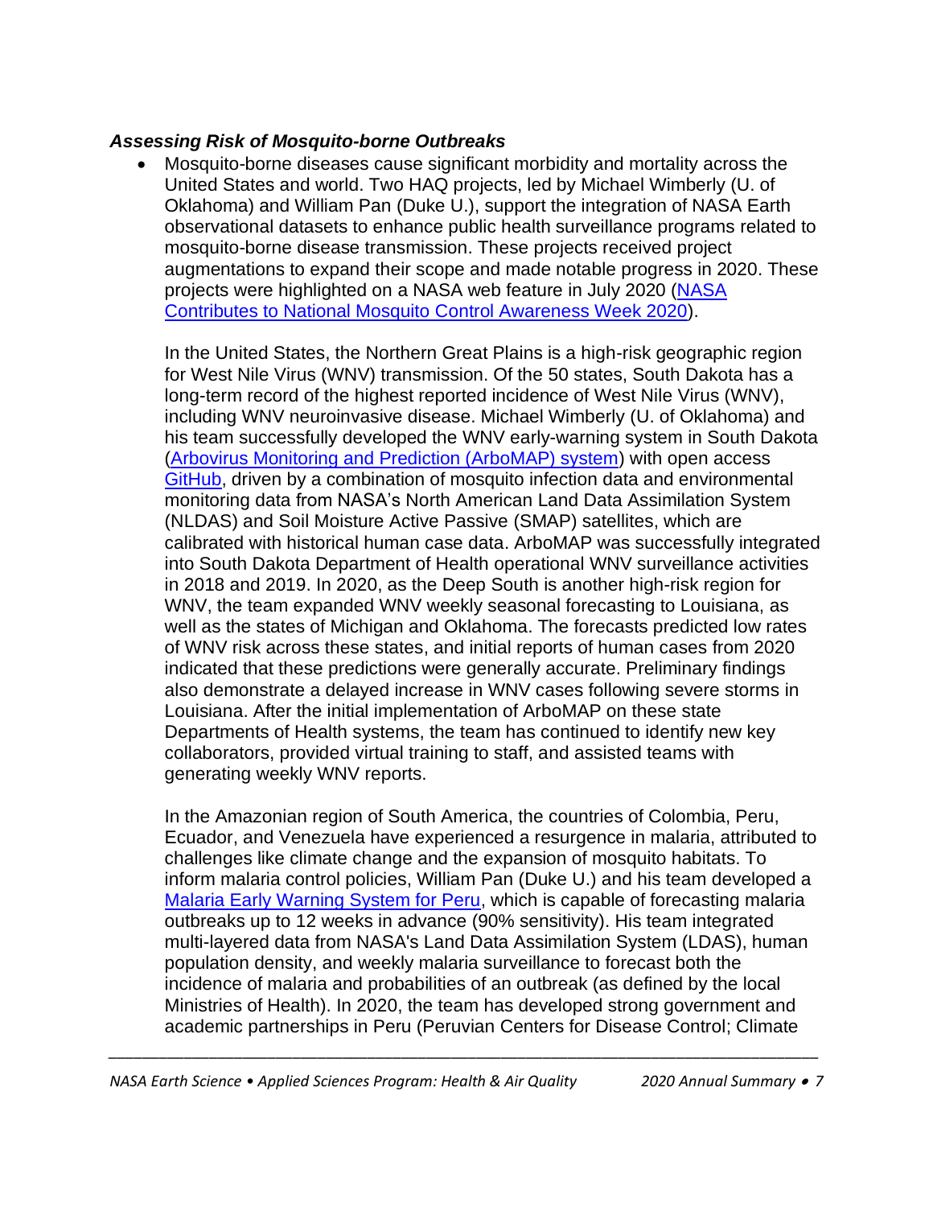### *Assessing Risk of Mosquito-borne Outbreaks*

- Mosquito-borne diseases cause significant morbidity and mortality across the United States and world. Two HAQ projects, led by Michael Wimberly (U. of Oklahoma) and William Pan (Duke U.), support the integration of NASA Earth observational datasets to enhance public health surveillance programs related to mosquito-borne disease transmission. These projects received project augmentations to expand their scope and made notable progress in 2020. These projects were highlighted on a NASA web feature in July 2020 (NASA Contributes to National Mosquito Control Awareness Week 2020).

  In the United States, the Northern Great Plains is a high-risk geographic region for West Nile Virus (WNV) transmission. Of the 50 states, South Dakota has a long-term record of the highest reported incidence of West Nile Virus (WNV), including WNV neuroinvasive disease. Michael Wimberly (U. of Oklahoma) and his team successfully developed the WNV early-warning system in South Dakota (Arbovirus Monitoring and Prediction (ArboMAP) system) with open access GitHub, driven by a combination of mosquito infection data and environmental monitoring data from NASA's North American Land Data Assimilation System (NLDAS) and Soil Moisture Active Passive (SMAP) satellites, which are calibrated with historical human case data. ArboMAP was successfully integrated into South Dakota Department of Health operational WNV surveillance activities in 2018 and 2019. In 2020, as the Deep South is another high-risk region for WNV, the team expanded WNV weekly seasonal forecasting to Louisiana, as well as the states of Michigan and Oklahoma. The forecasts predicted low rates of WNV risk across these states, and initial reports of human cases from 2020 indicated that these predictions were generally accurate. Preliminary findings also demonstrate a delayed increase in WNV cases following severe storms in Louisiana. After the initial implementation of ArboMAP on these state Departments of Health systems, the team has continued to identify new key collaborators, provided virtual training to staff, and assisted teams with generating weekly WNV reports.

  In the Amazonian region of South America, the countries of Colombia, Peru, Ecuador, and Venezuela have experienced a resurgence in malaria, attributed to challenges like climate change and the expansion of mosquito habitats. To inform malaria control policies, William Pan (Duke U.) and his team developed a Malaria Early Warning System for Peru, which is capable of forecasting malaria outbreaks up to 12 weeks in advance (90% sensitivity). His team integrated multi-layered data from NASA's Land Data Assimilation System (LDAS), human population density, and weekly malaria surveillance to forecast both the incidence of malaria and probabilities of an outbreak (as defined by the local Ministries of Health). In 2020, the team has developed strong government and academic partnerships in Peru (Peruvian Centers for Disease Control; Climate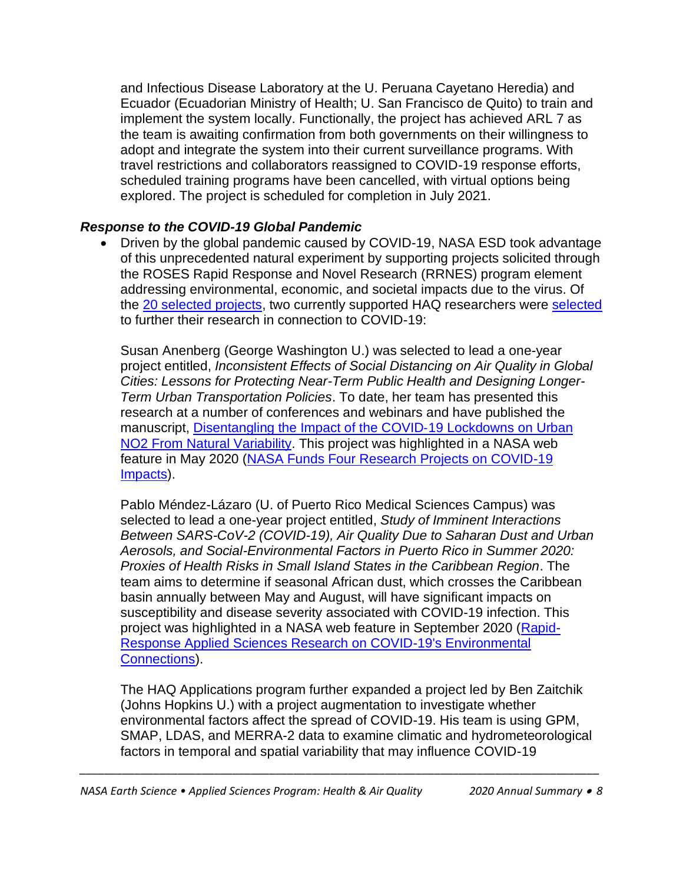and Infectious Disease Laboratory at the U. Peruana Cayetano Heredia) and Ecuador (Ecuadorian Ministry of Health; U. San Francisco de Quito) to train and implement the system locally. Functionally, the project has achieved ARL 7 as the team is awaiting confirmation from both governments on their willingness to adopt and integrate the system into their current surveillance programs. With travel restrictions and collaborators reassigned to COVID-19 response efforts, scheduled training programs have been cancelled, with virtual options being explored. The project is scheduled for completion in July 2021.

### *Response to the COVID-19 Global Pandemic*

- Driven by the global pandemic caused by COVID-19, NASA ESD took advantage of this unprecedented natural experiment by supporting projects solicited through the ROSES Rapid Response and Novel Research (RRNES) program element addressing environmental, economic, and societal impacts due to the virus. Of the 20 selected projects, two currently supported HAQ researchers were selected to further their research in connection to COVID-19:

  Susan Anenberg (George Washington U.) was selected to lead a one-year project entitled, *Inconsistent Effects of Social Distancing on Air Quality in Global Cities: Lessons for Protecting Near-Term Public Health and Designing Longer-Term Urban Transportation Policies*. To date, her team has presented this research at a number of conferences and webinars and have published the manuscript, Disentangling the Impact of the COVID-19 Lockdowns on Urban NO2 From Natural Variability. This project was highlighted in a NASA web feature in May 2020 (NASA Funds Four Research Projects on COVID-19 Impacts).

  Pablo Méndez-Lázaro (U. of Puerto Rico Medical Sciences Campus) was selected to lead a one-year project entitled, *Study of Imminent Interactions Between SARS-CoV-2 (COVID-19), Air Quality Due to Saharan Dust and Urban Aerosols, and Social-Environmental Factors in Puerto Rico in Summer 2020: Proxies of Health Risks in Small Island States in the Caribbean Region*. The team aims to determine if seasonal African dust, which crosses the Caribbean basin annually between May and August, will have significant impacts on susceptibility and disease severity associated with COVID-19 infection. This project was highlighted in a NASA web feature in September 2020 (Rapid-Response Applied Sciences Research on COVID-19's Environmental Connections).

  The HAQ Applications program further expanded a project led by Ben Zaitchik (Johns Hopkins U.) with a project augmentation to investigate whether environmental factors affect the spread of COVID-19. His team is using GPM, SMAP, LDAS, and MERRA-2 data to examine climatic and hydrometeorological factors in temporal and spatial variability that may influence COVID-19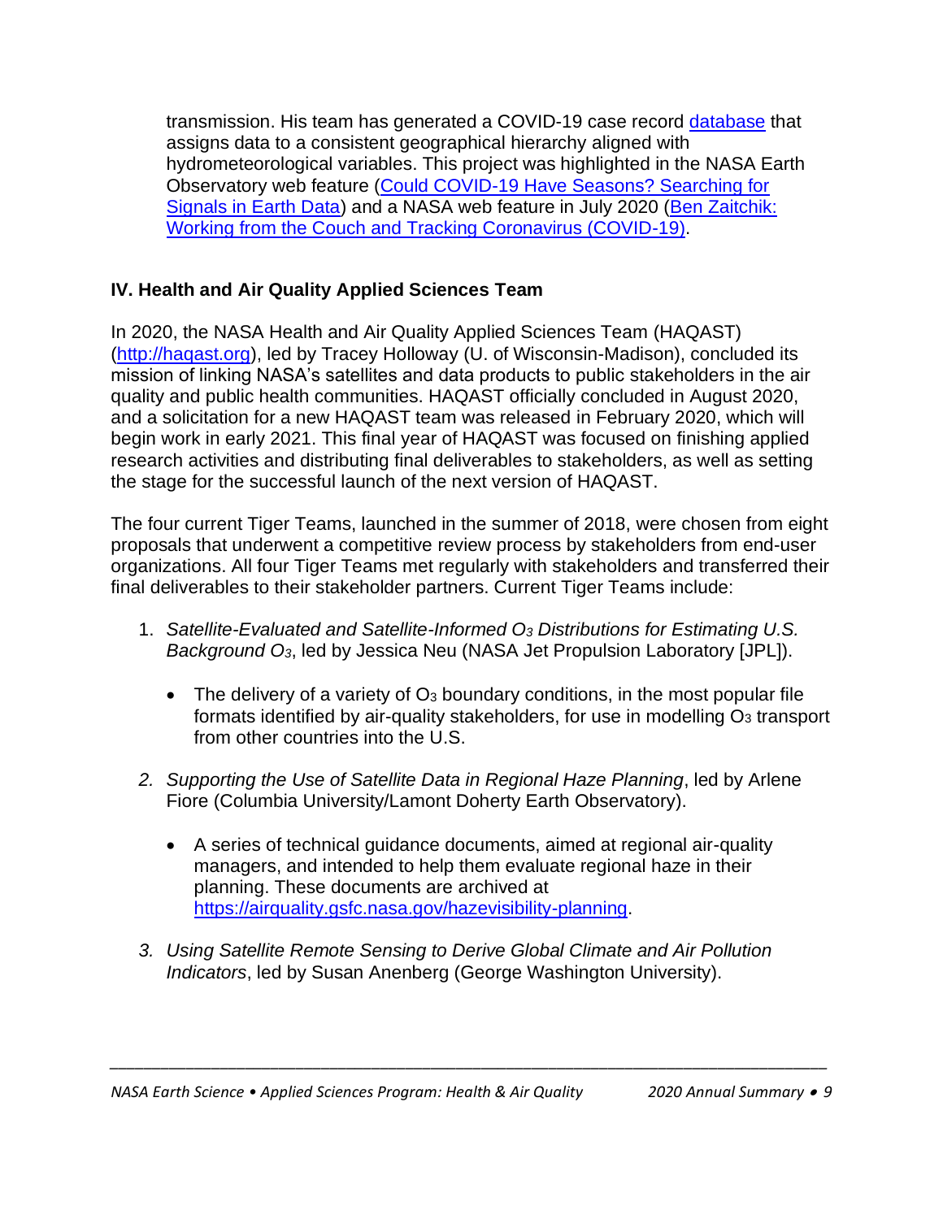transmission. His team has generated a COVID-19 case record [database]() that assigns data to a consistent geographical hierarchy aligned with hydrometeorological variables. This project was highlighted in the NASA Earth Observatory web feature ([Could COVID-19 Have Seasons? Searching for Signals in Earth Data]()) and a NASA web feature in July 2020 ([Ben Zaitchik: Working from the Couch and Tracking Coronavirus (COVID-19)]()).

## IV. Health and Air Quality Applied Sciences Team

In 2020, the NASA Health and Air Quality Applied Sciences Team (HAQAST) (http://haqast.org), led by Tracey Holloway (U. of Wisconsin-Madison), concluded its mission of linking NASA's satellites and data products to public stakeholders in the air quality and public health communities. HAQAST officially concluded in August 2020, and a solicitation for a new HAQAST team was released in February 2020, which will begin work in early 2021. This final year of HAQAST was focused on finishing applied research activities and distributing final deliverables to stakeholders, as well as setting the stage for the successful launch of the next version of HAQAST.

The four current Tiger Teams, launched in the summer of 2018, were chosen from eight proposals that underwent a competitive review process by stakeholders from end-user organizations. All four Tiger Teams met regularly with stakeholders and transferred their final deliverables to their stakeholder partners. Current Tiger Teams include:

1. *Satellite-Evaluated and Satellite-Informed $O_3$ Distributions for Estimating U.S. Background $O_3$*, led by Jessica Neu (NASA Jet Propulsion Laboratory [JPL]).
   - The delivery of a variety of $O_3$ boundary conditions, in the most popular file formats identified by air-quality stakeholders, for use in modelling $O_3$ transport from other countries into the U.S.
2. *Supporting the Use of Satellite Data in Regional Haze Planning*, led by Arlene Fiore (Columbia University/Lamont Doherty Earth Observatory).
   - A series of technical guidance documents, aimed at regional air-quality managers, and intended to help them evaluate regional haze in their planning. These documents are archived at https://airquality.gsfc.nasa.gov/hazevisibility-planning.
3. *Using Satellite Remote Sensing to Derive Global Climate and Air Pollution Indicators*, led by Susan Anenberg (George Washington University).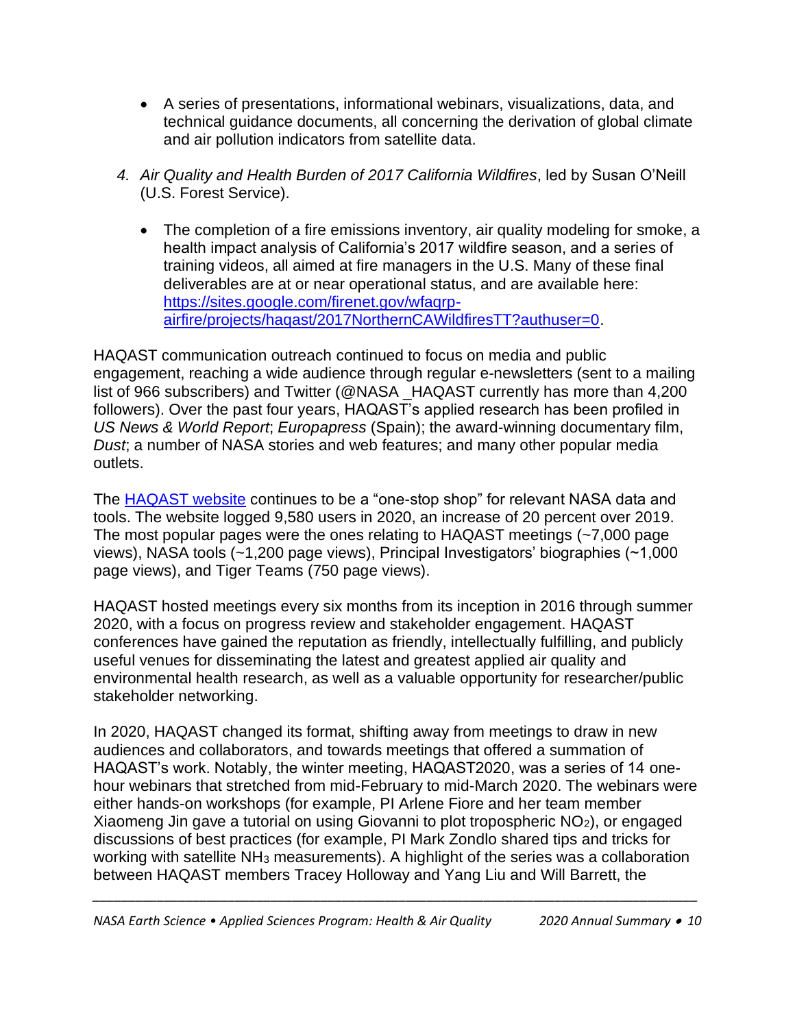- A series of presentations, informational webinars, visualizations, data, and technical guidance documents, all concerning the derivation of global climate and air pollution indicators from satellite data.

4. *Air Quality and Health Burden of 2017 California Wildfires*, led by Susan O'Neill (U.S. Forest Service).

    - The completion of a fire emissions inventory, air quality modeling for smoke, a health impact analysis of California's 2017 wildfire season, and a series of training videos, all aimed at fire managers in the U.S. Many of these final deliverables are at or near operational status, and are available here: [https://sites.google.com/firenet.gov/wfaqrp-airfire/projects/haqast/2017NorthernCAWildfiresTT?authuser=0](https://sites.google.com/firenet.gov/wfaqrp-airfire/projects/haqast/2017NorthernCAWildfiresTT?authuser=0).

HAQAST communication outreach continued to focus on media and public engagement, reaching a wide audience through regular e-newsletters (sent to a mailing list of 966 subscribers) and Twitter (@NASA _HAQAST currently has more than 4,200 followers). Over the past four years, HAQAST's applied research has been profiled in *US News & World Report*; *Europapress* (Spain); the award-winning documentary film, *Dust*; a number of NASA stories and web features; and many other popular media outlets.

The [HAQAST website](#) continues to be a "one-stop shop" for relevant NASA data and tools. The website logged 9,580 users in 2020, an increase of 20 percent over 2019. The most popular pages were the ones relating to HAQAST meetings (~7,000 page views), NASA tools (~1,200 page views), Principal Investigators' biographies (~1,000 page views), and Tiger Teams (750 page views).

HAQAST hosted meetings every six months from its inception in 2016 through summer 2020, with a focus on progress review and stakeholder engagement. HAQAST conferences have gained the reputation as friendly, intellectually fulfilling, and publicly useful venues for disseminating the latest and greatest applied air quality and environmental health research, as well as a valuable opportunity for researcher/public stakeholder networking.

In 2020, HAQAST changed its format, shifting away from meetings to draw in new audiences and collaborators, and towards meetings that offered a summation of HAQAST's work. Notably, the winter meeting, HAQAST2020, was a series of 14 one-hour webinars that stretched from mid-February to mid-March 2020. The webinars were either hands-on workshops (for example, PI Arlene Fiore and her team member Xiaomeng Jin gave a tutorial on using Giovanni to plot tropospheric $NO_2$), or engaged discussions of best practices (for example, PI Mark Zondlo shared tips and tricks for working with satellite $NH_3$ measurements). A highlight of the series was a collaboration between HAQAST members Tracey Holloway and Yang Liu and Will Barrett, the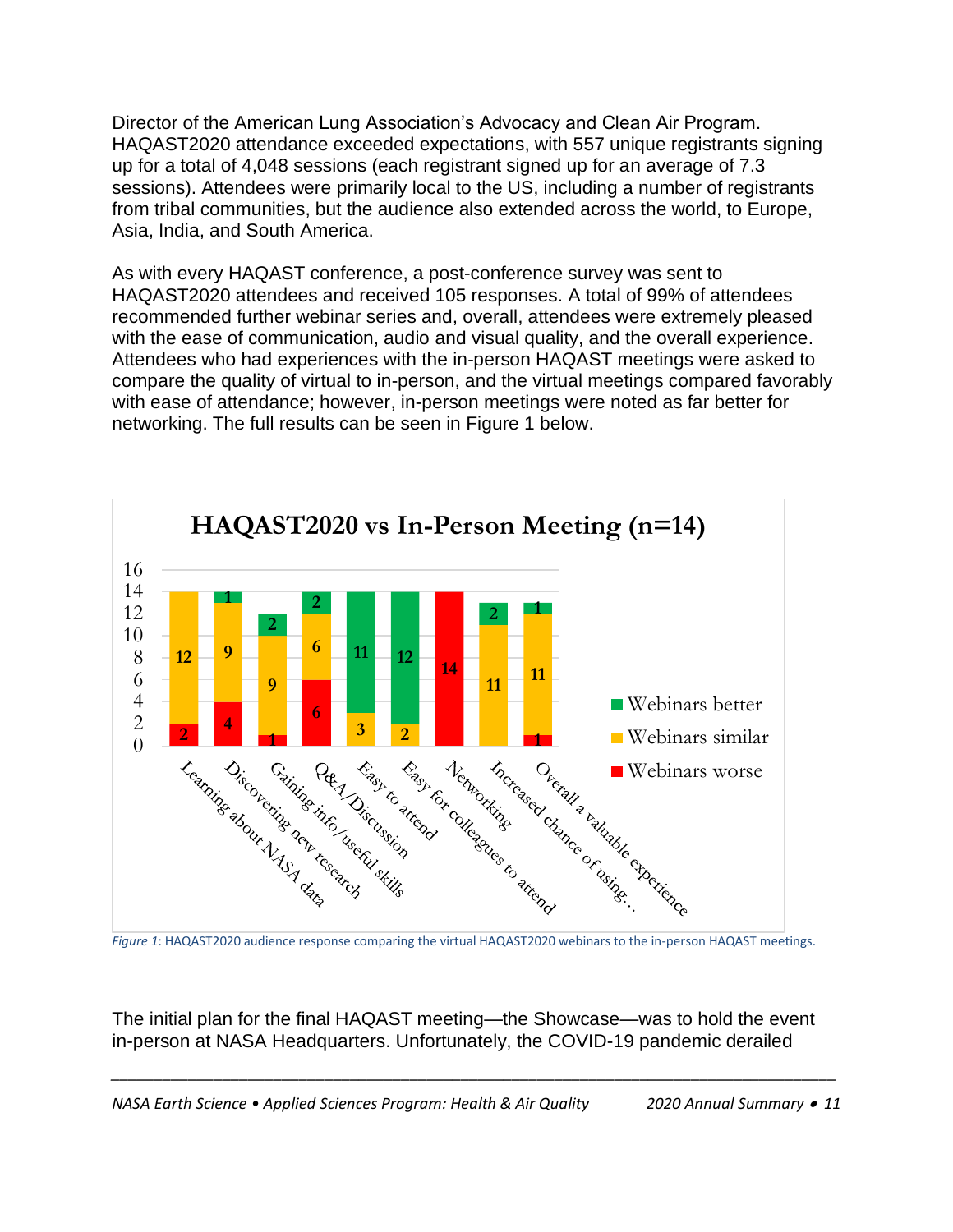Director of the American Lung Association's Advocacy and Clean Air Program. HAQAST2020 attendance exceeded expectations, with 557 unique registrants signing up for a total of 4,048 sessions (each registrant signed up for an average of 7.3 sessions). Attendees were primarily local to the US, including a number of registrants from tribal communities, but the audience also extended across the world, to Europe, Asia, India, and South America.

As with every HAQAST conference, a post-conference survey was sent to HAQAST2020 attendees and received 105 responses. A total of 99% of attendees recommended further webinar series and, overall, attendees were extremely pleased with the ease of communication, audio and visual quality, and the overall experience. Attendees who had experiences with the in-person HAQAST meetings were asked to compare the quality of virtual to in-person, and the virtual meetings compared favorably with ease of attendance; however, in-person meetings were noted as far better for networking. The full results can be seen in Figure 1 below.

**HAQAST2020 vs In-Person Meeting (n=14)**

| | Webinars better | Webinars similar | Webinars worse |
|---|---|---|---|
| Learning about NASA data | | 12 | 2 |
| Discovering new research | 1 | 9 | 4 |
| Gaining info/useful skills | 2 | 9 | 1 |
| Q&A/Discussion | 2 | 6 | 6 |
| Easy to attend | 11 | 3 | |
| Easy for colleagues to attend | 12 | 2 | |
| Networking | | | 14 |
| Increased chance of using… | 2 | 11 | |
| Overall a valuable experience | 1 | 11 | 1 |

*Figure 1*: HAQAST2020 audience response comparing the virtual HAQAST2020 webinars to the in-person HAQAST meetings.

The initial plan for the final HAQAST meeting—the Showcase—was to hold the event in-person at NASA Headquarters. Unfortunately, the COVID-19 pandemic derailed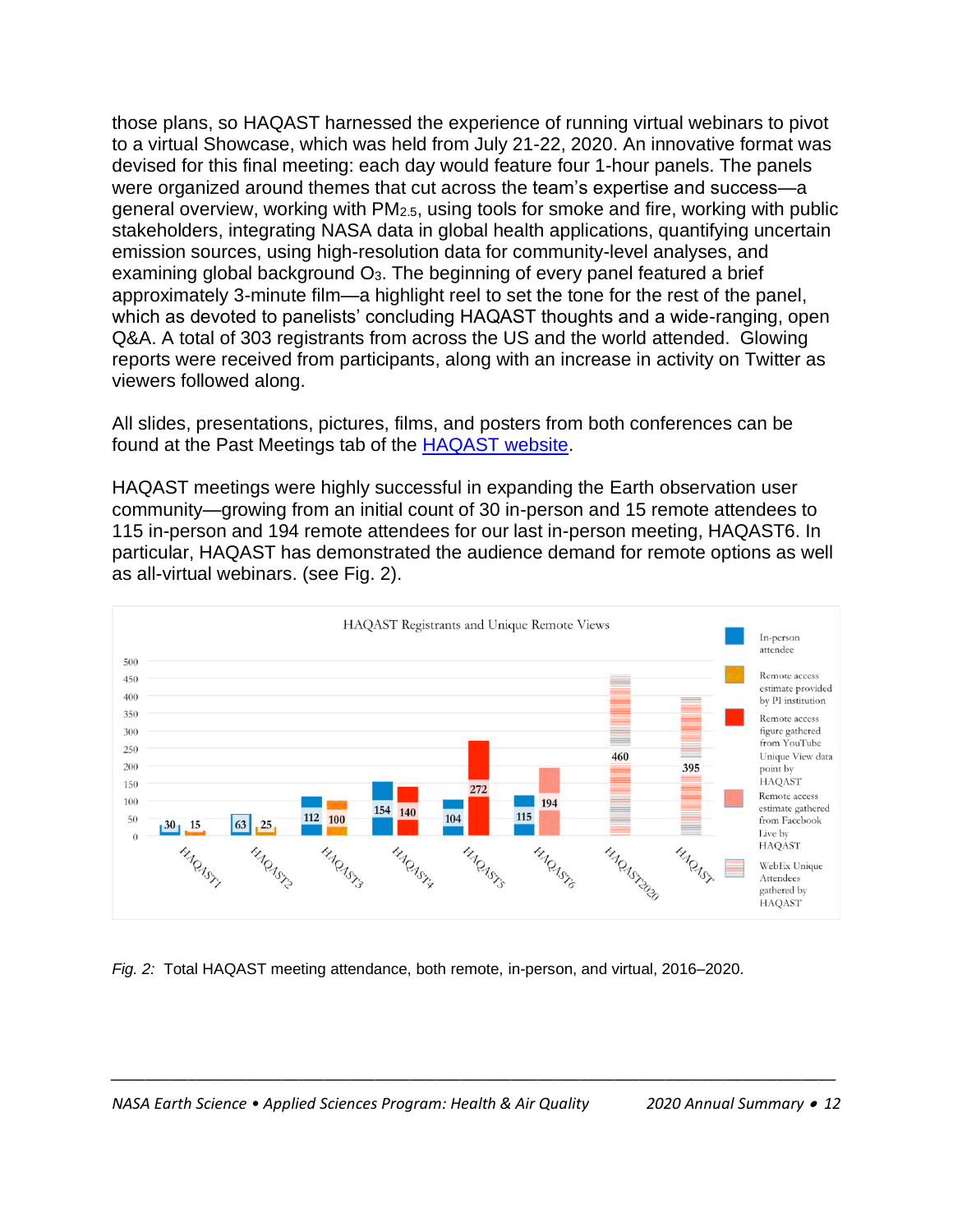those plans, so HAQAST harnessed the experience of running virtual webinars to pivot to a virtual Showcase, which was held from July 21-22, 2020. An innovative format was devised for this final meeting: each day would feature four 1-hour panels. The panels were organized around themes that cut across the team's expertise and success—a general overview, working with $PM_{2.5}$, using tools for smoke and fire, working with public stakeholders, integrating NASA data in global health applications, quantifying uncertain emission sources, using high-resolution data for community-level analyses, and examining global background $O_3$. The beginning of every panel featured a brief approximately 3-minute film—a highlight reel to set the tone for the rest of the panel, which as devoted to panelists' concluding HAQAST thoughts and a wide-ranging, open Q&A. A total of 303 registrants from across the US and the world attended. Glowing reports were received from participants, along with an increase in activity on Twitter as viewers followed along.

All slides, presentations, pictures, films, and posters from both conferences can be found at the Past Meetings tab of the [HAQAST website](HAQAST website).

HAQAST meetings were highly successful in expanding the Earth observation user community—growing from an initial count of 30 in-person and 15 remote attendees to 115 in-person and 194 remote attendees for our last in-person meeting, HAQAST6. In particular, HAQAST has demonstrated the audience demand for remote options as well as all-virtual webinars. (see Fig. 2).

*Fig. 2:* Total HAQAST meeting attendance, both remote, in-person, and virtual, 2016–2020.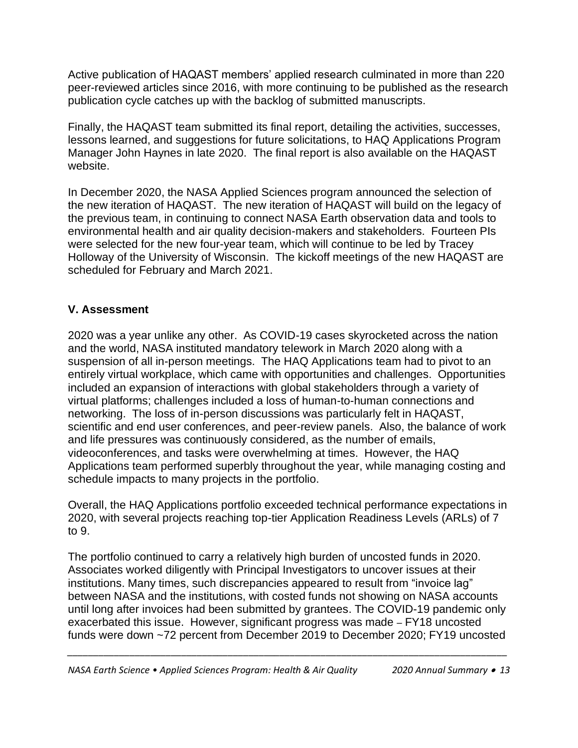Active publication of HAQAST members' applied research culminated in more than 220 peer-reviewed articles since 2016, with more continuing to be published as the research publication cycle catches up with the backlog of submitted manuscripts.

Finally, the HAQAST team submitted its final report, detailing the activities, successes, lessons learned, and suggestions for future solicitations, to HAQ Applications Program Manager John Haynes in late 2020. The final report is also available on the HAQAST website.

In December 2020, the NASA Applied Sciences program announced the selection of the new iteration of HAQAST. The new iteration of HAQAST will build on the legacy of the previous team, in continuing to connect NASA Earth observation data and tools to environmental health and air quality decision-makers and stakeholders. Fourteen PIs were selected for the new four-year team, which will continue to be led by Tracey Holloway of the University of Wisconsin. The kickoff meetings of the new HAQAST are scheduled for February and March 2021.

## V. Assessment

2020 was a year unlike any other. As COVID-19 cases skyrocketed across the nation and the world, NASA instituted mandatory telework in March 2020 along with a suspension of all in-person meetings. The HAQ Applications team had to pivot to an entirely virtual workplace, which came with opportunities and challenges. Opportunities included an expansion of interactions with global stakeholders through a variety of virtual platforms; challenges included a loss of human-to-human connections and networking. The loss of in-person discussions was particularly felt in HAQAST, scientific and end user conferences, and peer-review panels. Also, the balance of work and life pressures was continuously considered, as the number of emails, videoconferences, and tasks were overwhelming at times. However, the HAQ Applications team performed superbly throughout the year, while managing costing and schedule impacts to many projects in the portfolio.

Overall, the HAQ Applications portfolio exceeded technical performance expectations in 2020, with several projects reaching top-tier Application Readiness Levels (ARLs) of 7 to 9.

The portfolio continued to carry a relatively high burden of uncosted funds in 2020. Associates worked diligently with Principal Investigators to uncover issues at their institutions. Many times, such discrepancies appeared to result from "invoice lag" between NASA and the institutions, with costed funds not showing on NASA accounts until long after invoices had been submitted by grantees. The COVID-19 pandemic only exacerbated this issue. However, significant progress was made – FY18 uncosted funds were down ~72 percent from December 2019 to December 2020; FY19 uncosted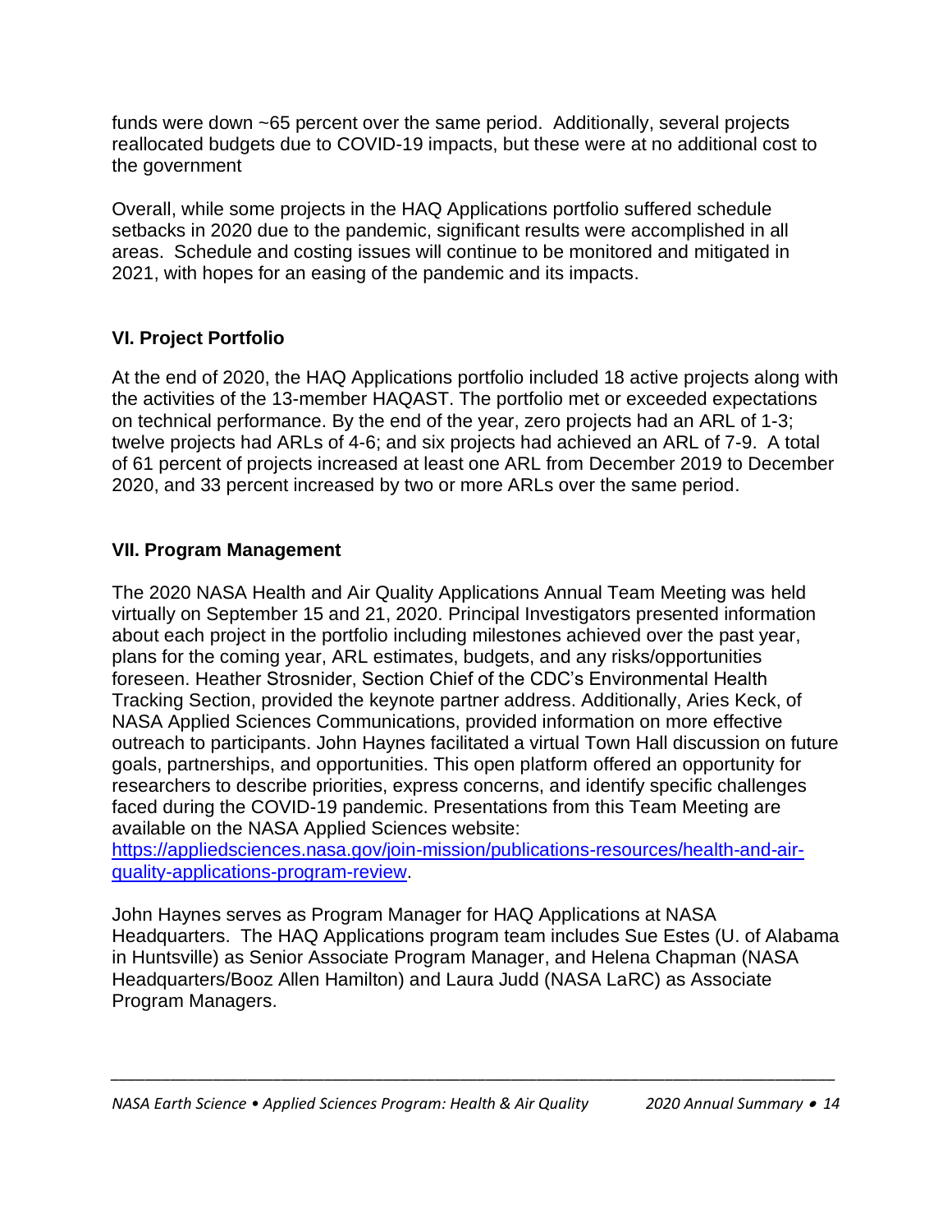funds were down ~65 percent over the same period. Additionally, several projects reallocated budgets due to COVID-19 impacts, but these were at no additional cost to the government

Overall, while some projects in the HAQ Applications portfolio suffered schedule setbacks in 2020 due to the pandemic, significant results were accomplished in all areas. Schedule and costing issues will continue to be monitored and mitigated in 2021, with hopes for an easing of the pandemic and its impacts.

## VI. Project Portfolio

At the end of 2020, the HAQ Applications portfolio included 18 active projects along with the activities of the 13-member HAQAST. The portfolio met or exceeded expectations on technical performance. By the end of the year, zero projects had an ARL of 1-3; twelve projects had ARLs of 4-6; and six projects had achieved an ARL of 7-9. A total of 61 percent of projects increased at least one ARL from December 2019 to December 2020, and 33 percent increased by two or more ARLs over the same period.

## VII. Program Management

The 2020 NASA Health and Air Quality Applications Annual Team Meeting was held virtually on September 15 and 21, 2020. Principal Investigators presented information about each project in the portfolio including milestones achieved over the past year, plans for the coming year, ARL estimates, budgets, and any risks/opportunities foreseen. Heather Strosnider, Section Chief of the CDC's Environmental Health Tracking Section, provided the keynote partner address. Additionally, Aries Keck, of NASA Applied Sciences Communications, provided information on more effective outreach to participants. John Haynes facilitated a virtual Town Hall discussion on future goals, partnerships, and opportunities. This open platform offered an opportunity for researchers to describe priorities, express concerns, and identify specific challenges faced during the COVID-19 pandemic. Presentations from this Team Meeting are available on the NASA Applied Sciences website: [https://appliedsciences.nasa.gov/join-mission/publications-resources/health-and-air-quality-applications-program-review](https://appliedsciences.nasa.gov/join-mission/publications-resources/health-and-air-quality-applications-program-review).

John Haynes serves as Program Manager for HAQ Applications at NASA Headquarters. The HAQ Applications program team includes Sue Estes (U. of Alabama in Huntsville) as Senior Associate Program Manager, and Helena Chapman (NASA Headquarters/Booz Allen Hamilton) and Laura Judd (NASA LaRC) as Associate Program Managers.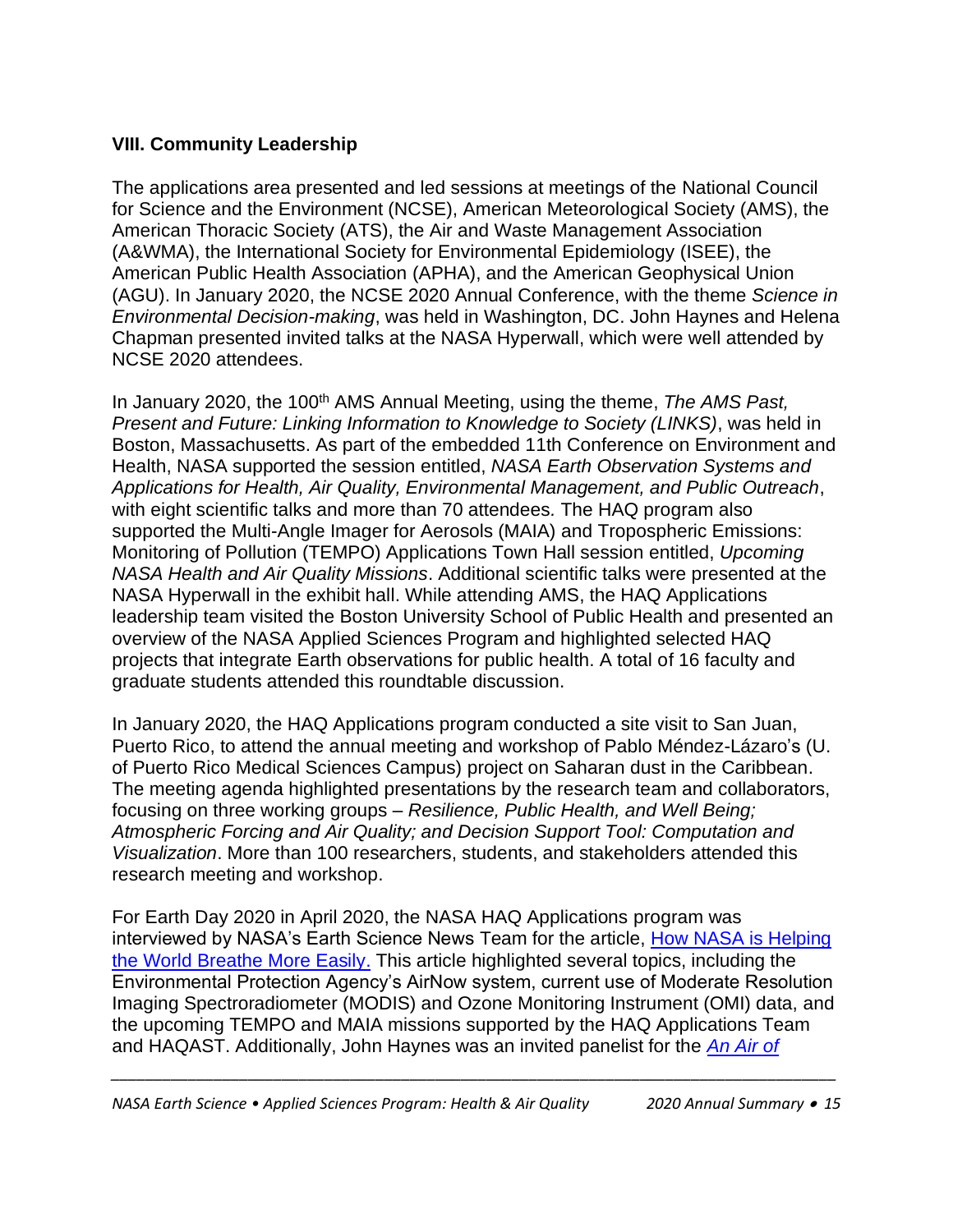## VIII. Community Leadership

The applications area presented and led sessions at meetings of the National Council for Science and the Environment (NCSE), American Meteorological Society (AMS), the American Thoracic Society (ATS), the Air and Waste Management Association (A&WMA), the International Society for Environmental Epidemiology (ISEE), the American Public Health Association (APHA), and the American Geophysical Union (AGU). In January 2020, the NCSE 2020 Annual Conference, with the theme *Science in Environmental Decision-making*, was held in Washington, DC. John Haynes and Helena Chapman presented invited talks at the NASA Hyperwall, which were well attended by NCSE 2020 attendees.

In January 2020, the 100th AMS Annual Meeting, using the theme, *The AMS Past, Present and Future: Linking Information to Knowledge to Society (LINKS)*, was held in Boston, Massachusetts. As part of the embedded 11th Conference on Environment and Health, NASA supported the session entitled, *NASA Earth Observation Systems and Applications for Health, Air Quality, Environmental Management, and Public Outreach*, with eight scientific talks and more than 70 attendees. The HAQ program also supported the Multi-Angle Imager for Aerosols (MAIA) and Tropospheric Emissions: Monitoring of Pollution (TEMPO) Applications Town Hall session entitled, *Upcoming NASA Health and Air Quality Missions*. Additional scientific talks were presented at the NASA Hyperwall in the exhibit hall. While attending AMS, the HAQ Applications leadership team visited the Boston University School of Public Health and presented an overview of the NASA Applied Sciences Program and highlighted selected HAQ projects that integrate Earth observations for public health. A total of 16 faculty and graduate students attended this roundtable discussion.

In January 2020, the HAQ Applications program conducted a site visit to San Juan, Puerto Rico, to attend the annual meeting and workshop of Pablo Méndez-Lázaro's (U. of Puerto Rico Medical Sciences Campus) project on Saharan dust in the Caribbean. The meeting agenda highlighted presentations by the research team and collaborators, focusing on three working groups – *Resilience, Public Health, and Well Being; Atmospheric Forcing and Air Quality; and Decision Support Tool: Computation and Visualization*. More than 100 researchers, students, and stakeholders attended this research meeting and workshop.

For Earth Day 2020 in April 2020, the NASA HAQ Applications program was interviewed by NASA's Earth Science News Team for the article, [How NASA is Helping the World Breathe More Easily.]() This article highlighted several topics, including the Environmental Protection Agency's AirNow system, current use of Moderate Resolution Imaging Spectroradiometer (MODIS) and Ozone Monitoring Instrument (OMI) data, and the upcoming TEMPO and MAIA missions supported by the HAQ Applications Team and HAQAST. Additionally, John Haynes was an invited panelist for the *An Air of*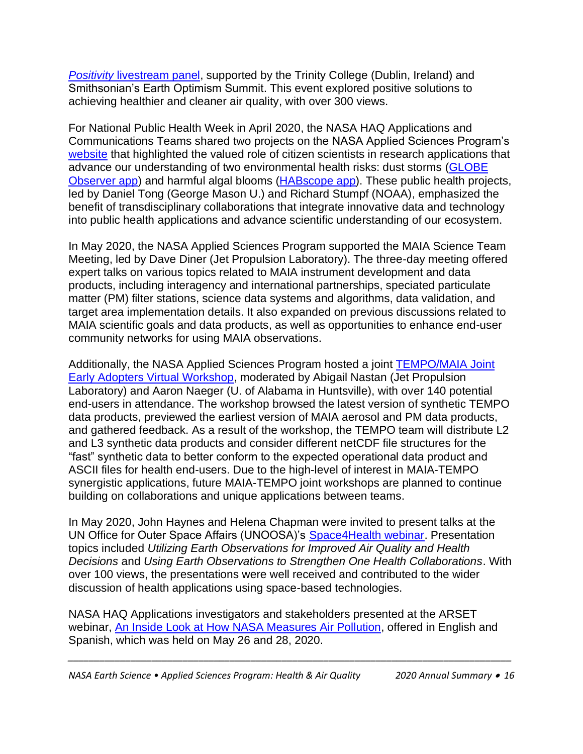*Positivity* livestream panel, supported by the Trinity College (Dublin, Ireland) and Smithsonian's Earth Optimism Summit. This event explored positive solutions to achieving healthier and cleaner air quality, with over 300 views.

For National Public Health Week in April 2020, the NASA HAQ Applications and Communications Teams shared two projects on the NASA Applied Sciences Program's website that highlighted the valued role of citizen scientists in research applications that advance our understanding of two environmental health risks: dust storms (GLOBE Observer app) and harmful algal blooms (HABscope app). These public health projects, led by Daniel Tong (George Mason U.) and Richard Stumpf (NOAA), emphasized the benefit of transdisciplinary collaborations that integrate innovative data and technology into public health applications and advance scientific understanding of our ecosystem.

In May 2020, the NASA Applied Sciences Program supported the MAIA Science Team Meeting, led by Dave Diner (Jet Propulsion Laboratory). The three-day meeting offered expert talks on various topics related to MAIA instrument development and data products, including interagency and international partnerships, speciated particulate matter (PM) filter stations, science data systems and algorithms, data validation, and target area implementation details. It also expanded on previous discussions related to MAIA scientific goals and data products, as well as opportunities to enhance end-user community networks for using MAIA observations.

Additionally, the NASA Applied Sciences Program hosted a joint TEMPO/MAIA Joint Early Adopters Virtual Workshop, moderated by Abigail Nastan (Jet Propulsion Laboratory) and Aaron Naeger (U. of Alabama in Huntsville), with over 140 potential end-users in attendance. The workshop browsed the latest version of synthetic TEMPO data products, previewed the earliest version of MAIA aerosol and PM data products, and gathered feedback. As a result of the workshop, the TEMPO team will distribute L2 and L3 synthetic data products and consider different netCDF file structures for the "fast" synthetic data to better conform to the expected operational data product and ASCII files for health end-users. Due to the high-level of interest in MAIA-TEMPO synergistic applications, future MAIA-TEMPO joint workshops are planned to continue building on collaborations and unique applications between teams.

In May 2020, John Haynes and Helena Chapman were invited to present talks at the UN Office for Outer Space Affairs (UNOOSA)'s Space4Health webinar. Presentation topics included *Utilizing Earth Observations for Improved Air Quality and Health Decisions* and *Using Earth Observations to Strengthen One Health Collaborations*. With over 100 views, the presentations were well received and contributed to the wider discussion of health applications using space-based technologies.

NASA HAQ Applications investigators and stakeholders presented at the ARSET webinar, An Inside Look at How NASA Measures Air Pollution, offered in English and Spanish, which was held on May 26 and 28, 2020.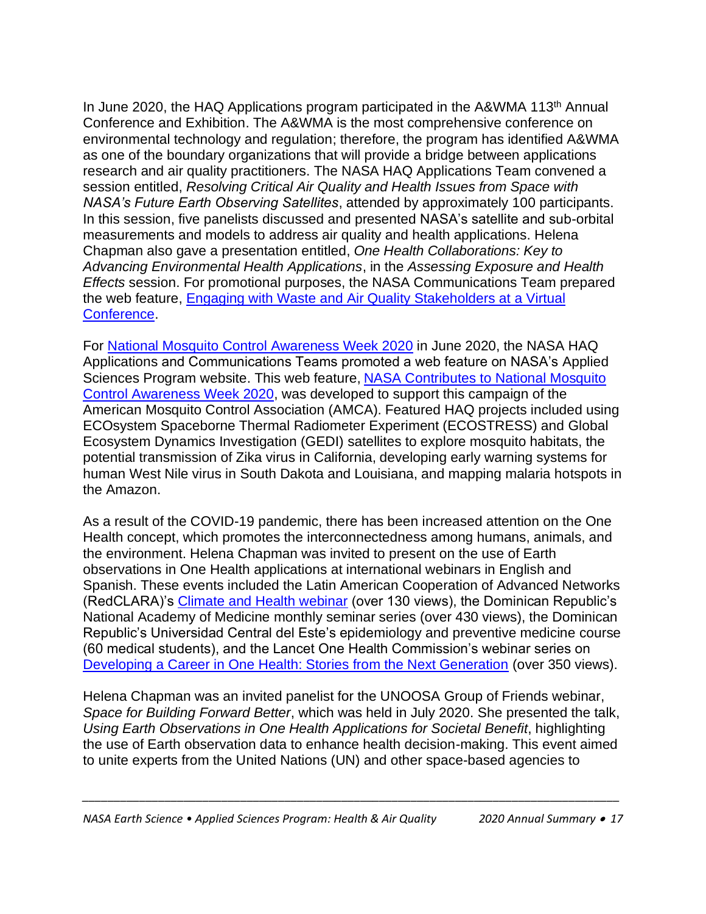In June 2020, the HAQ Applications program participated in the A&WMA 113th Annual Conference and Exhibition. The A&WMA is the most comprehensive conference on environmental technology and regulation; therefore, the program has identified A&WMA as one of the boundary organizations that will provide a bridge between applications research and air quality practitioners. The NASA HAQ Applications Team convened a session entitled, *Resolving Critical Air Quality and Health Issues from Space with NASA's Future Earth Observing Satellites*, attended by approximately 100 participants. In this session, five panelists discussed and presented NASA's satellite and sub-orbital measurements and models to address air quality and health applications. Helena Chapman also gave a presentation entitled, *One Health Collaborations: Key to Advancing Environmental Health Applications*, in the *Assessing Exposure and Health Effects* session. For promotional purposes, the NASA Communications Team prepared the web feature, Engaging with Waste and Air Quality Stakeholders at a Virtual Conference.

For National Mosquito Control Awareness Week 2020 in June 2020, the NASA HAQ Applications and Communications Teams promoted a web feature on NASA's Applied Sciences Program website. This web feature, NASA Contributes to National Mosquito Control Awareness Week 2020, was developed to support this campaign of the American Mosquito Control Association (AMCA). Featured HAQ projects included using ECOsystem Spaceborne Thermal Radiometer Experiment (ECOSTRESS) and Global Ecosystem Dynamics Investigation (GEDI) satellites to explore mosquito habitats, the potential transmission of Zika virus in California, developing early warning systems for human West Nile virus in South Dakota and Louisiana, and mapping malaria hotspots in the Amazon.

As a result of the COVID-19 pandemic, there has been increased attention on the One Health concept, which promotes the interconnectedness among humans, animals, and the environment. Helena Chapman was invited to present on the use of Earth observations in One Health applications at international webinars in English and Spanish. These events included the Latin American Cooperation of Advanced Networks (RedCLARA)'s Climate and Health webinar (over 130 views), the Dominican Republic's National Academy of Medicine monthly seminar series (over 430 views), the Dominican Republic's Universidad Central del Este's epidemiology and preventive medicine course (60 medical students), and the Lancet One Health Commission's webinar series on Developing a Career in One Health: Stories from the Next Generation (over 350 views).

Helena Chapman was an invited panelist for the UNOOSA Group of Friends webinar, *Space for Building Forward Better*, which was held in July 2020. She presented the talk, *Using Earth Observations in One Health Applications for Societal Benefit*, highlighting the use of Earth observation data to enhance health decision-making. This event aimed to unite experts from the United Nations (UN) and other space-based agencies to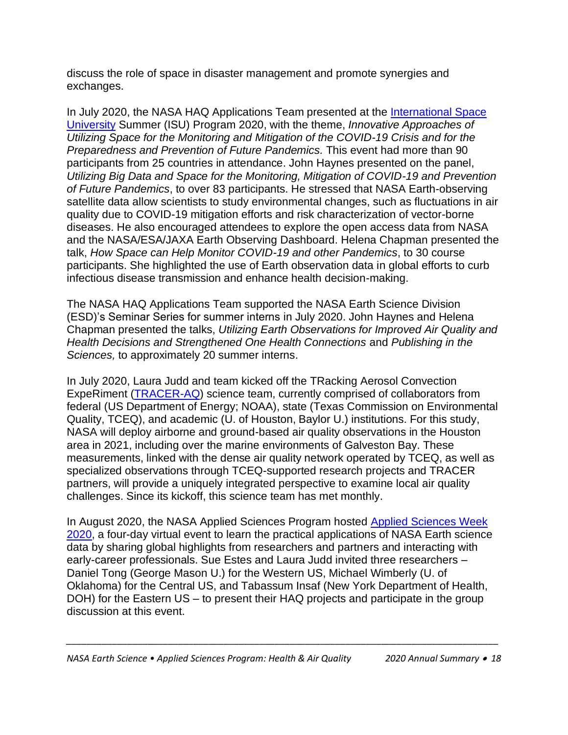discuss the role of space in disaster management and promote synergies and exchanges.

In July 2020, the NASA HAQ Applications Team presented at the International Space University Summer (ISU) Program 2020, with the theme, *Innovative Approaches of Utilizing Space for the Monitoring and Mitigation of the COVID-19 Crisis and for the Preparedness and Prevention of Future Pandemics.* This event had more than 90 participants from 25 countries in attendance. John Haynes presented on the panel, *Utilizing Big Data and Space for the Monitoring, Mitigation of COVID-19 and Prevention of Future Pandemics*, to over 83 participants. He stressed that NASA Earth-observing satellite data allow scientists to study environmental changes, such as fluctuations in air quality due to COVID-19 mitigation efforts and risk characterization of vector-borne diseases. He also encouraged attendees to explore the open access data from NASA and the NASA/ESA/JAXA Earth Observing Dashboard. Helena Chapman presented the talk, *How Space can Help Monitor COVID-19 and other Pandemics*, to 30 course participants. She highlighted the use of Earth observation data in global efforts to curb infectious disease transmission and enhance health decision-making.

The NASA HAQ Applications Team supported the NASA Earth Science Division (ESD)'s Seminar Series for summer interns in July 2020. John Haynes and Helena Chapman presented the talks, *Utilizing Earth Observations for Improved Air Quality and Health Decisions and Strengthened One Health Connections* and *Publishing in the Sciences,* to approximately 20 summer interns.

In July 2020, Laura Judd and team kicked off the TRacking Aerosol Convection ExpeRiment (TRACER-AQ) science team, currently comprised of collaborators from federal (US Department of Energy; NOAA), state (Texas Commission on Environmental Quality, TCEQ), and academic (U. of Houston, Baylor U.) institutions. For this study, NASA will deploy airborne and ground-based air quality observations in the Houston area in 2021, including over the marine environments of Galveston Bay. These measurements, linked with the dense air quality network operated by TCEQ, as well as specialized observations through TCEQ-supported research projects and TRACER partners, will provide a uniquely integrated perspective to examine local air quality challenges. Since its kickoff, this science team has met monthly.

In August 2020, the NASA Applied Sciences Program hosted Applied Sciences Week 2020, a four-day virtual event to learn the practical applications of NASA Earth science data by sharing global highlights from researchers and partners and interacting with early-career professionals. Sue Estes and Laura Judd invited three researchers – Daniel Tong (George Mason U.) for the Western US, Michael Wimberly (U. of Oklahoma) for the Central US, and Tabassum Insaf (New York Department of Health, DOH) for the Eastern US – to present their HAQ projects and participate in the group discussion at this event.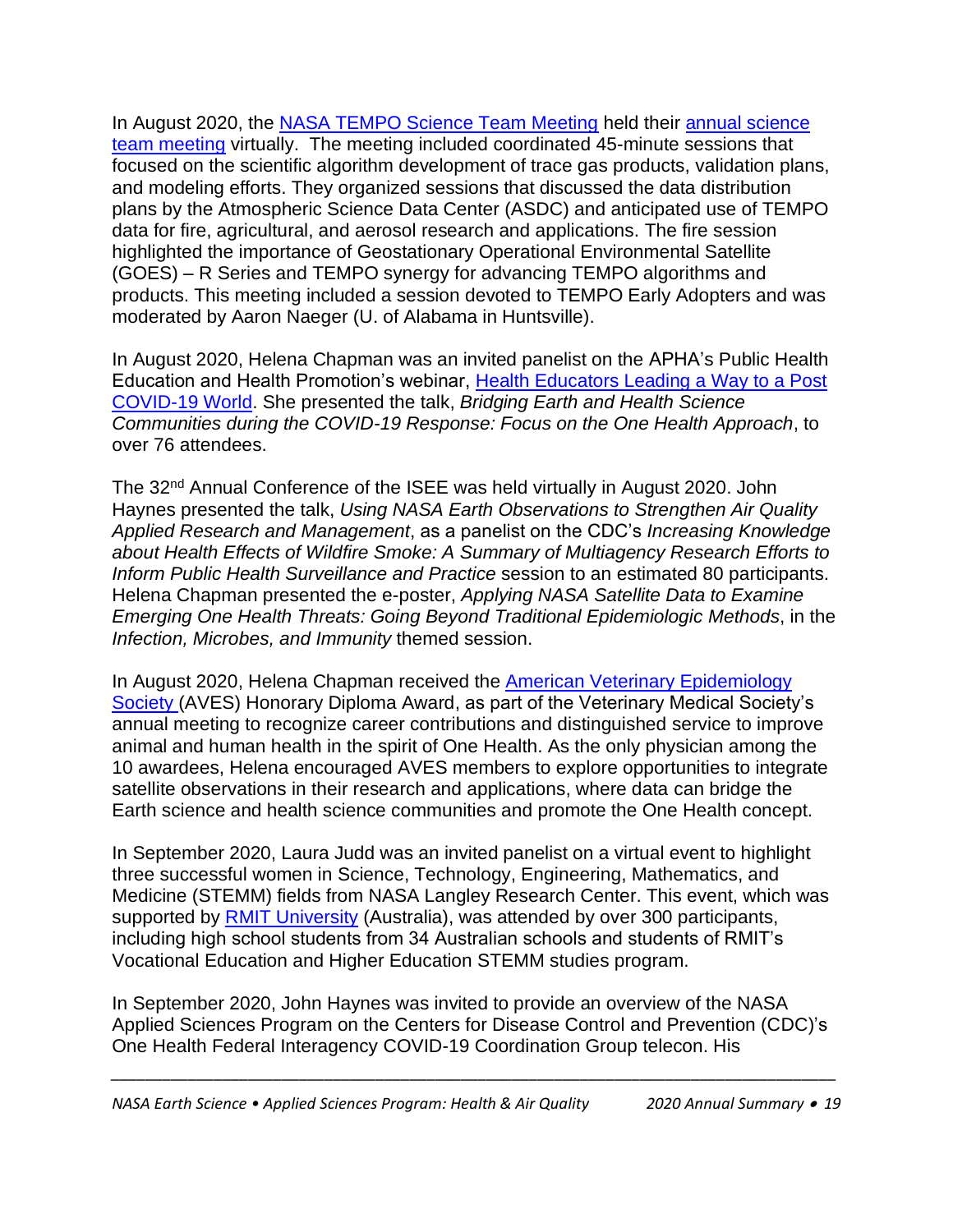In August 2020, the NASA TEMPO Science Team Meeting held their annual science team meeting virtually. The meeting included coordinated 45-minute sessions that focused on the scientific algorithm development of trace gas products, validation plans, and modeling efforts. They organized sessions that discussed the data distribution plans by the Atmospheric Science Data Center (ASDC) and anticipated use of TEMPO data for fire, agricultural, and aerosol research and applications. The fire session highlighted the importance of Geostationary Operational Environmental Satellite (GOES) – R Series and TEMPO synergy for advancing TEMPO algorithms and products. This meeting included a session devoted to TEMPO Early Adopters and was moderated by Aaron Naeger (U. of Alabama in Huntsville).

In August 2020, Helena Chapman was an invited panelist on the APHA's Public Health Education and Health Promotion's webinar, Health Educators Leading a Way to a Post COVID-19 World. She presented the talk, *Bridging Earth and Health Science Communities during the COVID-19 Response: Focus on the One Health Approach*, to over 76 attendees.

The 32nd Annual Conference of the ISEE was held virtually in August 2020. John Haynes presented the talk, *Using NASA Earth Observations to Strengthen Air Quality Applied Research and Management*, as a panelist on the CDC's *Increasing Knowledge about Health Effects of Wildfire Smoke: A Summary of Multiagency Research Efforts to Inform Public Health Surveillance and Practice* session to an estimated 80 participants. Helena Chapman presented the e-poster, *Applying NASA Satellite Data to Examine Emerging One Health Threats: Going Beyond Traditional Epidemiologic Methods*, in the *Infection, Microbes, and Immunity* themed session.

In August 2020, Helena Chapman received the American Veterinary Epidemiology Society (AVES) Honorary Diploma Award, as part of the Veterinary Medical Society's annual meeting to recognize career contributions and distinguished service to improve animal and human health in the spirit of One Health. As the only physician among the 10 awardees, Helena encouraged AVES members to explore opportunities to integrate satellite observations in their research and applications, where data can bridge the Earth science and health science communities and promote the One Health concept.

In September 2020, Laura Judd was an invited panelist on a virtual event to highlight three successful women in Science, Technology, Engineering, Mathematics, and Medicine (STEMM) fields from NASA Langley Research Center. This event, which was supported by RMIT University (Australia), was attended by over 300 participants, including high school students from 34 Australian schools and students of RMIT's Vocational Education and Higher Education STEMM studies program.

In September 2020, John Haynes was invited to provide an overview of the NASA Applied Sciences Program on the Centers for Disease Control and Prevention (CDC)'s One Health Federal Interagency COVID-19 Coordination Group telecon. His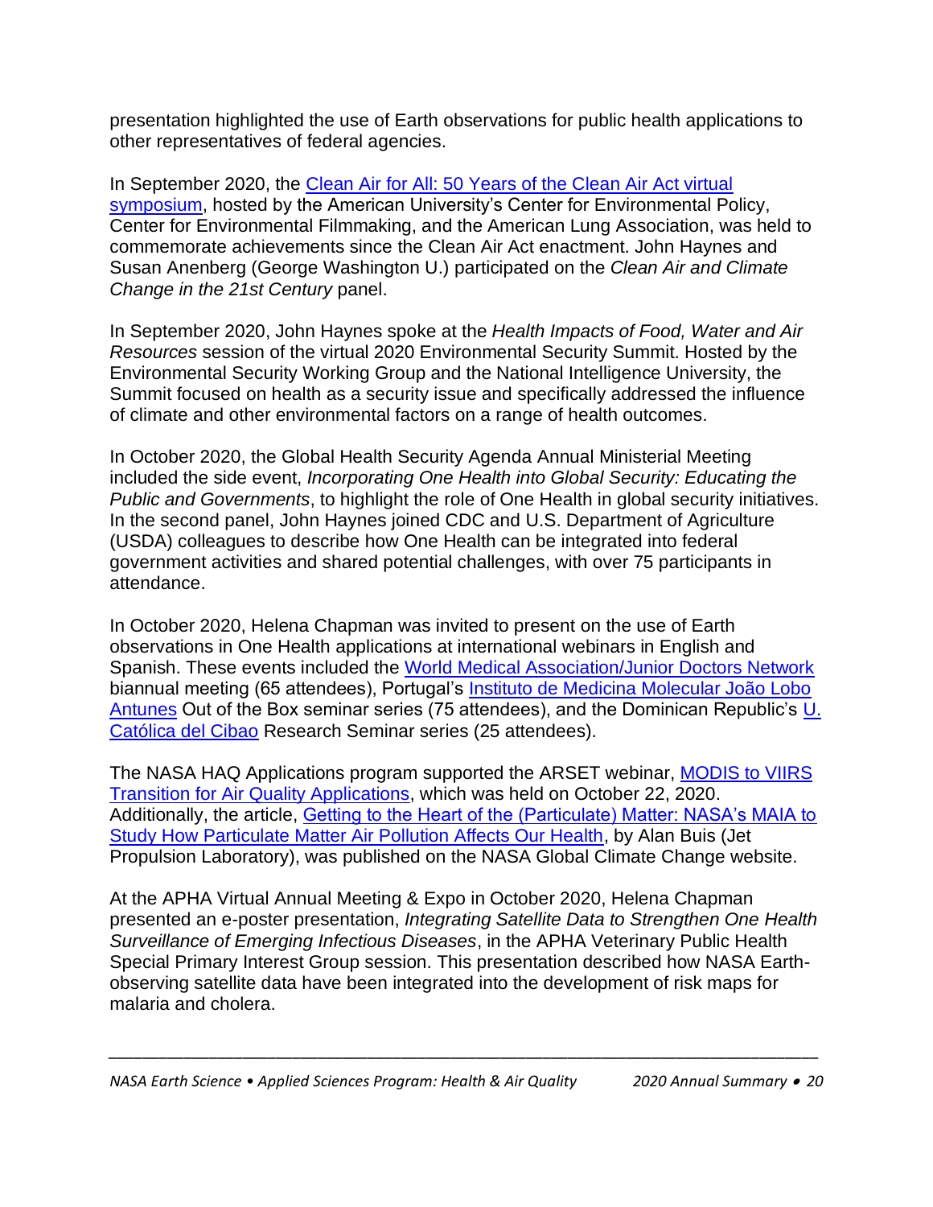presentation highlighted the use of Earth observations for public health applications to other representatives of federal agencies.

In September 2020, the Clean Air for All: 50 Years of the Clean Air Act virtual symposium, hosted by the American University's Center for Environmental Policy, Center for Environmental Filmmaking, and the American Lung Association, was held to commemorate achievements since the Clean Air Act enactment. John Haynes and Susan Anenberg (George Washington U.) participated on the *Clean Air and Climate Change in the 21st Century* panel.

In September 2020, John Haynes spoke at the *Health Impacts of Food, Water and Air Resources* session of the virtual 2020 Environmental Security Summit. Hosted by the Environmental Security Working Group and the National Intelligence University, the Summit focused on health as a security issue and specifically addressed the influence of climate and other environmental factors on a range of health outcomes.

In October 2020, the Global Health Security Agenda Annual Ministerial Meeting included the side event, *Incorporating One Health into Global Security: Educating the Public and Governments*, to highlight the role of One Health in global security initiatives. In the second panel, John Haynes joined CDC and U.S. Department of Agriculture (USDA) colleagues to describe how One Health can be integrated into federal government activities and shared potential challenges, with over 75 participants in attendance.

In October 2020, Helena Chapman was invited to present on the use of Earth observations in One Health applications at international webinars in English and Spanish. These events included the World Medical Association/Junior Doctors Network biannual meeting (65 attendees), Portugal's Instituto de Medicina Molecular João Lobo Antunes Out of the Box seminar series (75 attendees), and the Dominican Republic's U. Católica del Cibao Research Seminar series (25 attendees).

The NASA HAQ Applications program supported the ARSET webinar, MODIS to VIIRS Transition for Air Quality Applications, which was held on October 22, 2020. Additionally, the article, Getting to the Heart of the (Particulate) Matter: NASA's MAIA to Study How Particulate Matter Air Pollution Affects Our Health, by Alan Buis (Jet Propulsion Laboratory), was published on the NASA Global Climate Change website.

At the APHA Virtual Annual Meeting & Expo in October 2020, Helena Chapman presented an e-poster presentation, *Integrating Satellite Data to Strengthen One Health Surveillance of Emerging Infectious Diseases*, in the APHA Veterinary Public Health Special Primary Interest Group session. This presentation described how NASA Earth-observing satellite data have been integrated into the development of risk maps for malaria and cholera.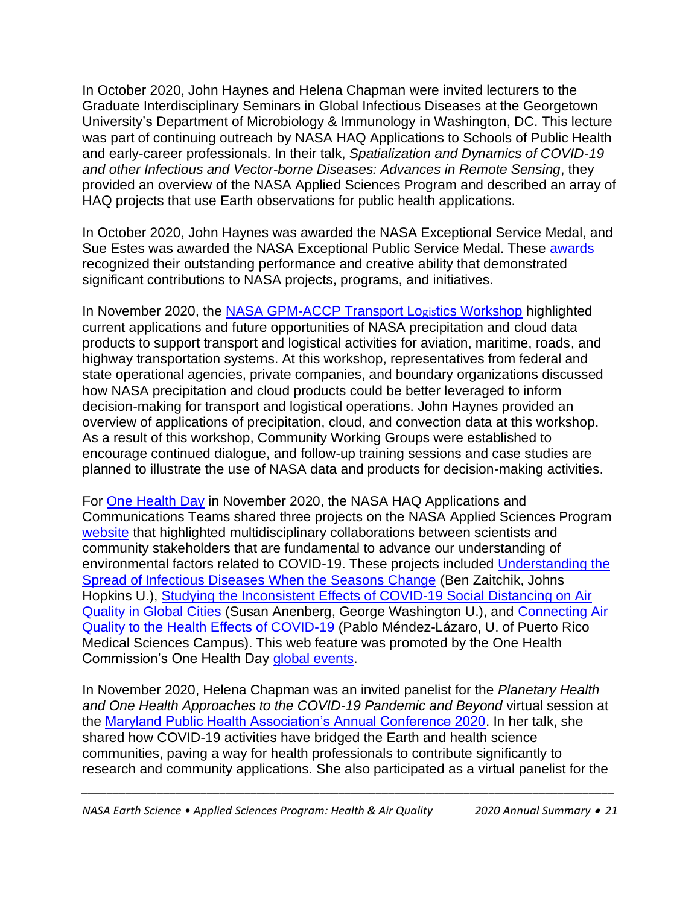In October 2020, John Haynes and Helena Chapman were invited lecturers to the Graduate Interdisciplinary Seminars in Global Infectious Diseases at the Georgetown University's Department of Microbiology & Immunology in Washington, DC. This lecture was part of continuing outreach by NASA HAQ Applications to Schools of Public Health and early-career professionals. In their talk, *Spatialization and Dynamics of COVID-19 and other Infectious and Vector-borne Diseases: Advances in Remote Sensing*, they provided an overview of the NASA Applied Sciences Program and described an array of HAQ projects that use Earth observations for public health applications.

In October 2020, John Haynes was awarded the NASA Exceptional Service Medal, and Sue Estes was awarded the NASA Exceptional Public Service Medal. These [awards](#) recognized their outstanding performance and creative ability that demonstrated significant contributions to NASA projects, programs, and initiatives.

In November 2020, the [NASA GPM-ACCP Transport Logistics Workshop](#) highlighted current applications and future opportunities of NASA precipitation and cloud data products to support transport and logistical activities for aviation, maritime, roads, and highway transportation systems. At this workshop, representatives from federal and state operational agencies, private companies, and boundary organizations discussed how NASA precipitation and cloud products could be better leveraged to inform decision-making for transport and logistical operations. John Haynes provided an overview of applications of precipitation, cloud, and convection data at this workshop. As a result of this workshop, Community Working Groups were established to encourage continued dialogue, and follow-up training sessions and case studies are planned to illustrate the use of NASA data and products for decision-making activities.

For [One Health Day](#) in November 2020, the NASA HAQ Applications and Communications Teams shared three projects on the NASA Applied Sciences Program [website](#) that highlighted multidisciplinary collaborations between scientists and community stakeholders that are fundamental to advance our understanding of environmental factors related to COVID-19. These projects included [Understanding the Spread of Infectious Diseases When the Seasons Change](#) (Ben Zaitchik, Johns Hopkins U.), [Studying the Inconsistent Effects of COVID-19 Social Distancing on Air Quality in Global Cities](#) (Susan Anenberg, George Washington U.), and [Connecting Air Quality to the Health Effects of COVID-19](#) (Pablo Méndez-Lázaro, U. of Puerto Rico Medical Sciences Campus). This web feature was promoted by the One Health Commission's One Health Day [global events](#).

In November 2020, Helena Chapman was an invited panelist for the *Planetary Health and One Health Approaches to the COVID-19 Pandemic and Beyond* virtual session at the [Maryland Public Health Association's Annual Conference 2020](#). In her talk, she shared how COVID-19 activities have bridged the Earth and health science communities, paving a way for health professionals to contribute significantly to research and community applications. She also participated as a virtual panelist for the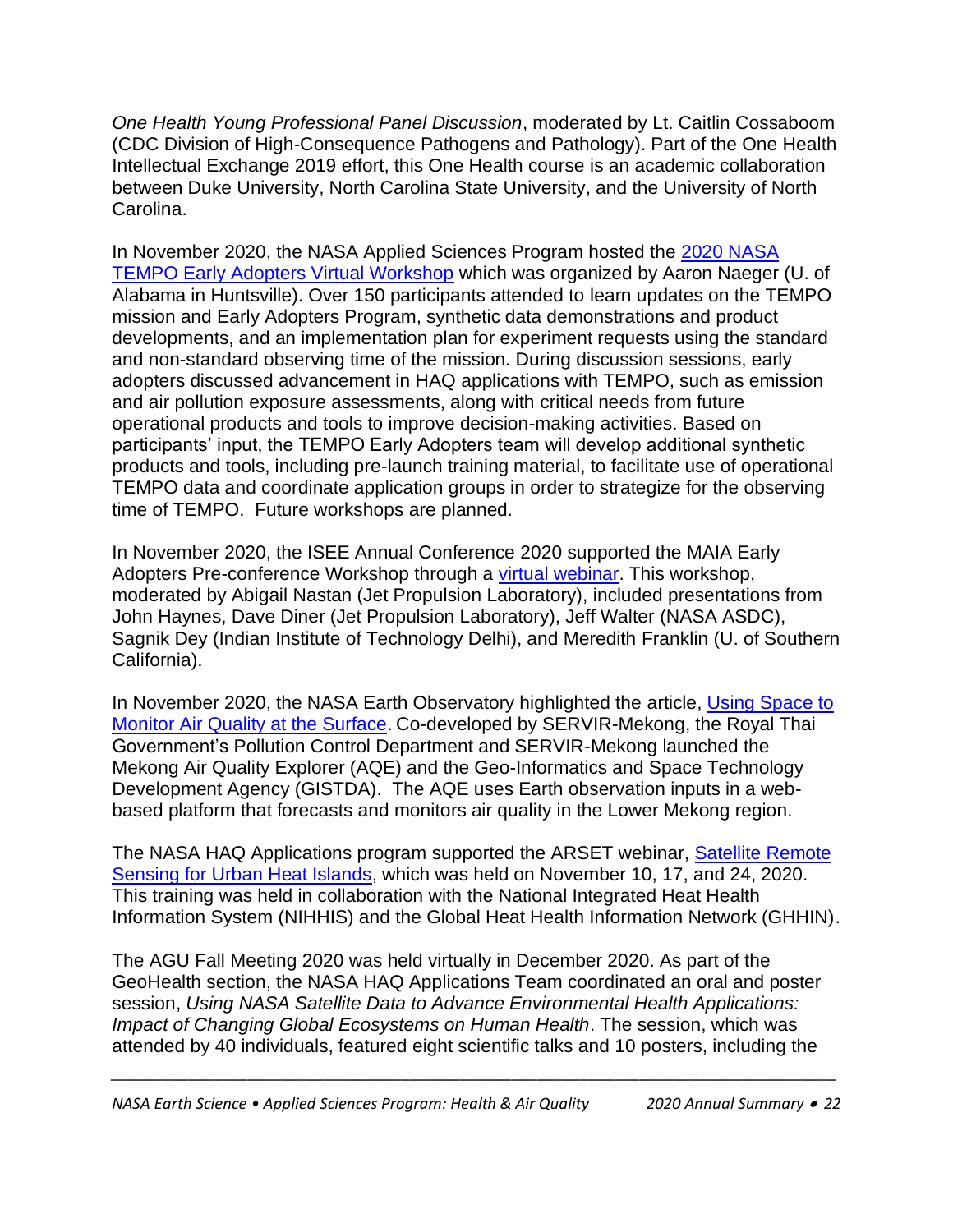*One Health Young Professional Panel Discussion*, moderated by Lt. Caitlin Cossaboom (CDC Division of High-Consequence Pathogens and Pathology). Part of the One Health Intellectual Exchange 2019 effort, this One Health course is an academic collaboration between Duke University, North Carolina State University, and the University of North Carolina.

In November 2020, the NASA Applied Sciences Program hosted the [2020 NASA TEMPO Early Adopters Virtual Workshop]() which was organized by Aaron Naeger (U. of Alabama in Huntsville). Over 150 participants attended to learn updates on the TEMPO mission and Early Adopters Program, synthetic data demonstrations and product developments, and an implementation plan for experiment requests using the standard and non-standard observing time of the mission. During discussion sessions, early adopters discussed advancement in HAQ applications with TEMPO, such as emission and air pollution exposure assessments, along with critical needs from future operational products and tools to improve decision-making activities. Based on participants' input, the TEMPO Early Adopters team will develop additional synthetic products and tools, including pre-launch training material, to facilitate use of operational TEMPO data and coordinate application groups in order to strategize for the observing time of TEMPO. Future workshops are planned.

In November 2020, the ISEE Annual Conference 2020 supported the MAIA Early Adopters Pre-conference Workshop through a [virtual webinar](). This workshop, moderated by Abigail Nastan (Jet Propulsion Laboratory), included presentations from John Haynes, Dave Diner (Jet Propulsion Laboratory), Jeff Walter (NASA ASDC), Sagnik Dey (Indian Institute of Technology Delhi), and Meredith Franklin (U. of Southern California).

In November 2020, the NASA Earth Observatory highlighted the article, [Using Space to Monitor Air Quality at the Surface](). Co-developed by SERVIR-Mekong, the Royal Thai Government's Pollution Control Department and SERVIR-Mekong launched the Mekong Air Quality Explorer (AQE) and the Geo-Informatics and Space Technology Development Agency (GISTDA). The AQE uses Earth observation inputs in a web-based platform that forecasts and monitors air quality in the Lower Mekong region.

The NASA HAQ Applications program supported the ARSET webinar, [Satellite Remote Sensing for Urban Heat Islands](), which was held on November 10, 17, and 24, 2020. This training was held in collaboration with the National Integrated Heat Health Information System (NIHHIS) and the Global Heat Health Information Network (GHHIN).

The AGU Fall Meeting 2020 was held virtually in December 2020. As part of the GeoHealth section, the NASA HAQ Applications Team coordinated an oral and poster session, *Using NASA Satellite Data to Advance Environmental Health Applications: Impact of Changing Global Ecosystems on Human Health*. The session, which was attended by 40 individuals, featured eight scientific talks and 10 posters, including the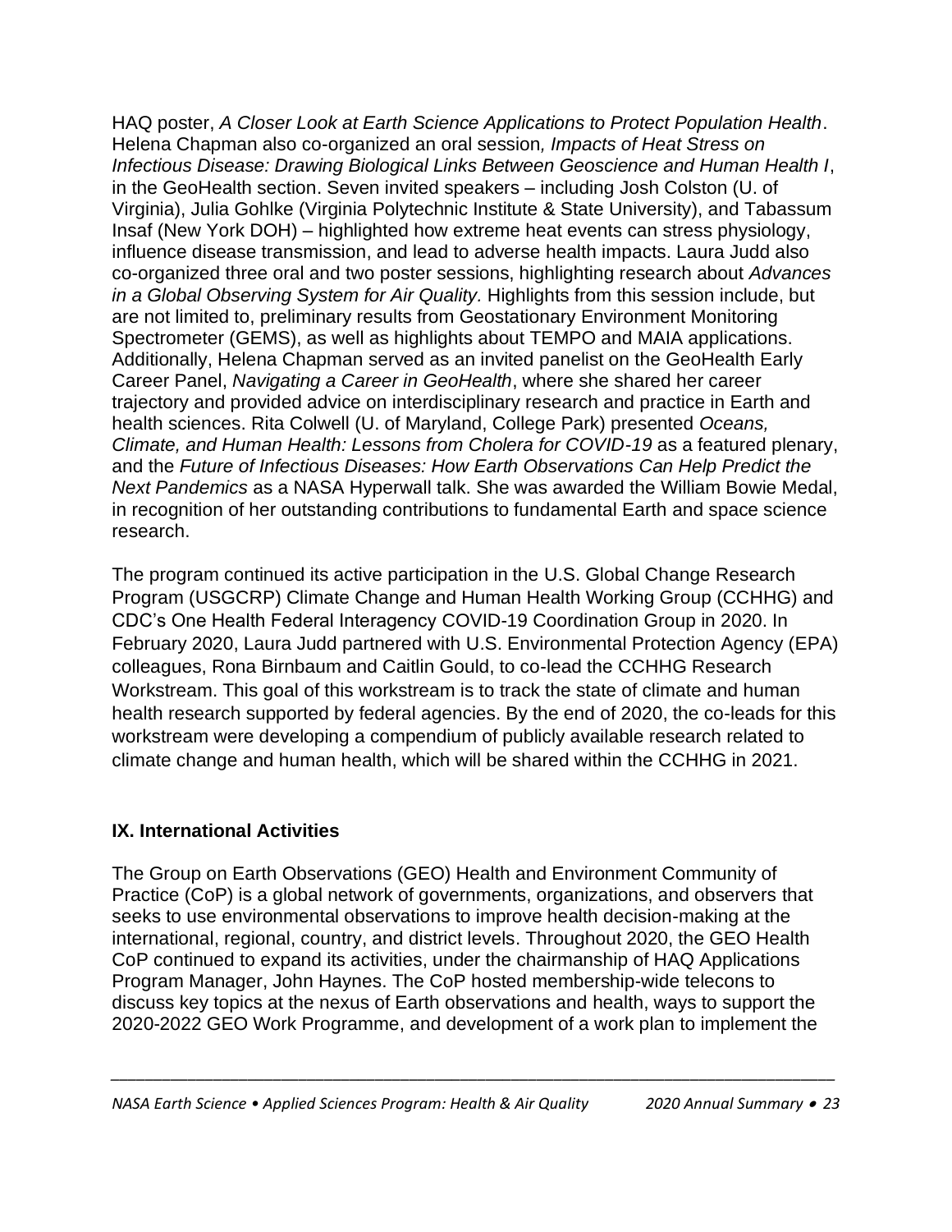HAQ poster, *A Closer Look at Earth Science Applications to Protect Population Health*. Helena Chapman also co-organized an oral session*, Impacts of Heat Stress on Infectious Disease: Drawing Biological Links Between Geoscience and Human Health I*, in the GeoHealth section. Seven invited speakers – including Josh Colston (U. of Virginia), Julia Gohlke (Virginia Polytechnic Institute & State University), and Tabassum Insaf (New York DOH) – highlighted how extreme heat events can stress physiology, influence disease transmission, and lead to adverse health impacts. Laura Judd also co-organized three oral and two poster sessions, highlighting research about *Advances in a Global Observing System for Air Quality.* Highlights from this session include, but are not limited to, preliminary results from Geostationary Environment Monitoring Spectrometer (GEMS), as well as highlights about TEMPO and MAIA applications. Additionally, Helena Chapman served as an invited panelist on the GeoHealth Early Career Panel, *Navigating a Career in GeoHealth*, where she shared her career trajectory and provided advice on interdisciplinary research and practice in Earth and health sciences. Rita Colwell (U. of Maryland, College Park) presented *Oceans, Climate, and Human Health: Lessons from Cholera for COVID-19* as a featured plenary, and the *Future of Infectious Diseases: How Earth Observations Can Help Predict the Next Pandemics* as a NASA Hyperwall talk. She was awarded the William Bowie Medal, in recognition of her outstanding contributions to fundamental Earth and space science research.

The program continued its active participation in the U.S. Global Change Research Program (USGCRP) Climate Change and Human Health Working Group (CCHHG) and CDC's One Health Federal Interagency COVID-19 Coordination Group in 2020. In February 2020, Laura Judd partnered with U.S. Environmental Protection Agency (EPA) colleagues, Rona Birnbaum and Caitlin Gould, to co-lead the CCHHG Research Workstream. This goal of this workstream is to track the state of climate and human health research supported by federal agencies. By the end of 2020, the co-leads for this workstream were developing a compendium of publicly available research related to climate change and human health, which will be shared within the CCHHG in 2021.

## IX. International Activities

The Group on Earth Observations (GEO) Health and Environment Community of Practice (CoP) is a global network of governments, organizations, and observers that seeks to use environmental observations to improve health decision-making at the international, regional, country, and district levels. Throughout 2020, the GEO Health CoP continued to expand its activities, under the chairmanship of HAQ Applications Program Manager, John Haynes. The CoP hosted membership-wide telecons to discuss key topics at the nexus of Earth observations and health, ways to support the 2020-2022 GEO Work Programme, and development of a work plan to implement the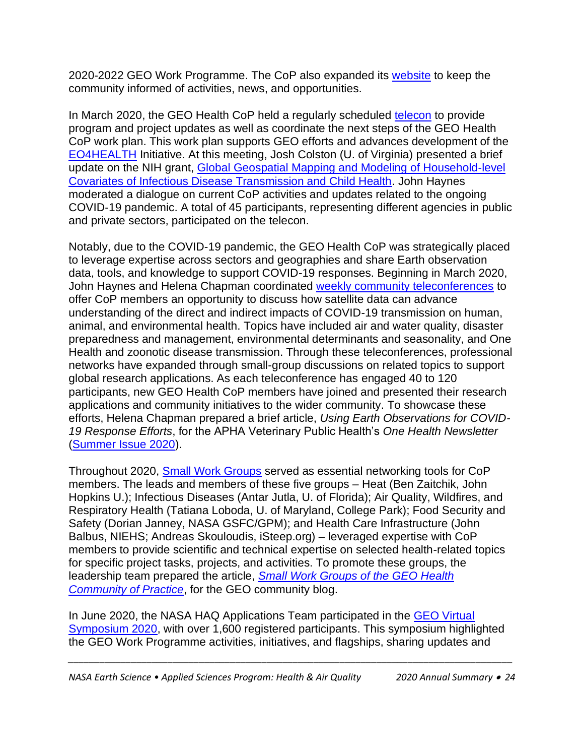2020-2022 GEO Work Programme. The CoP also expanded its website to keep the community informed of activities, news, and opportunities.

In March 2020, the GEO Health CoP held a regularly scheduled telecon to provide program and project updates as well as coordinate the next steps of the GEO Health CoP work plan. This work plan supports GEO efforts and advances development of the EO4HEALTH Initiative. At this meeting, Josh Colston (U. of Virginia) presented a brief update on the NIH grant, Global Geospatial Mapping and Modeling of Household-level Covariates of Infectious Disease Transmission and Child Health. John Haynes moderated a dialogue on current CoP activities and updates related to the ongoing COVID-19 pandemic. A total of 45 participants, representing different agencies in public and private sectors, participated on the telecon.

Notably, due to the COVID-19 pandemic, the GEO Health CoP was strategically placed to leverage expertise across sectors and geographies and share Earth observation data, tools, and knowledge to support COVID-19 responses. Beginning in March 2020, John Haynes and Helena Chapman coordinated weekly community teleconferences to offer CoP members an opportunity to discuss how satellite data can advance understanding of the direct and indirect impacts of COVID-19 transmission on human, animal, and environmental health. Topics have included air and water quality, disaster preparedness and management, environmental determinants and seasonality, and One Health and zoonotic disease transmission. Through these teleconferences, professional networks have expanded through small-group discussions on related topics to support global research applications. As each teleconference has engaged 40 to 120 participants, new GEO Health CoP members have joined and presented their research applications and community initiatives to the wider community. To showcase these efforts, Helena Chapman prepared a brief article, *Using Earth Observations for COVID-19 Response Efforts*, for the APHA Veterinary Public Health's *One Health Newsletter* (Summer Issue 2020).

Throughout 2020, Small Work Groups served as essential networking tools for CoP members. The leads and members of these five groups – Heat (Ben Zaitchik, John Hopkins U.); Infectious Diseases (Antar Jutla, U. of Florida); Air Quality, Wildfires, and Respiratory Health (Tatiana Loboda, U. of Maryland, College Park); Food Security and Safety (Dorian Janney, NASA GSFC/GPM); and Health Care Infrastructure (John Balbus, NIEHS; Andreas Skouloudis, iSteep.org) – leveraged expertise with CoP members to provide scientific and technical expertise on selected health-related topics for specific project tasks, projects, and activities. To promote these groups, the leadership team prepared the article, *Small Work Groups of the GEO Health Community of Practice*, for the GEO community blog.

In June 2020, the NASA HAQ Applications Team participated in the GEO Virtual Symposium 2020, with over 1,600 registered participants. This symposium highlighted the GEO Work Programme activities, initiatives, and flagships, sharing updates and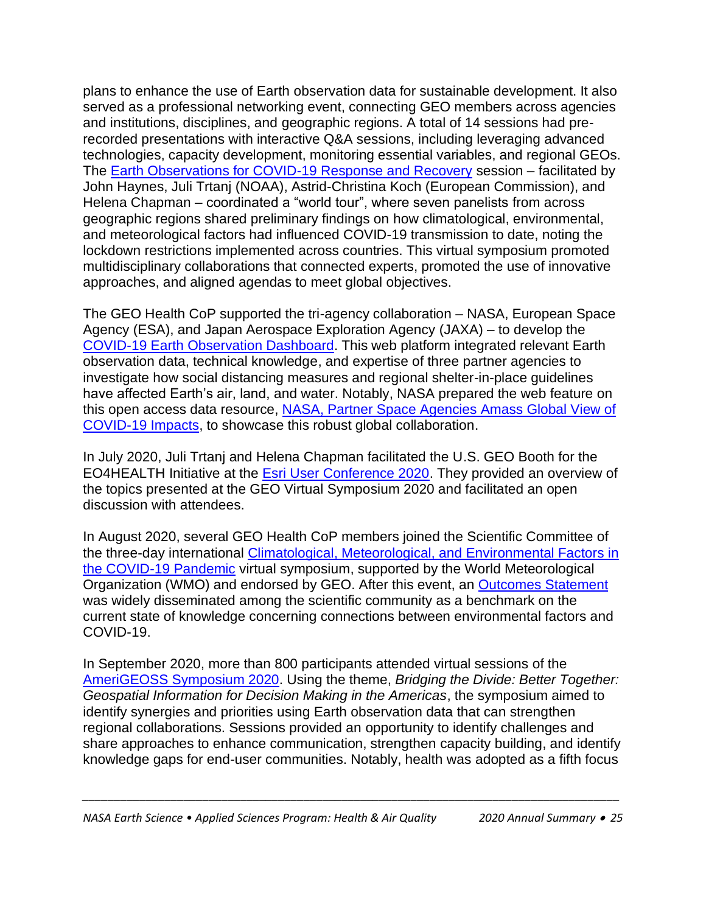plans to enhance the use of Earth observation data for sustainable development. It also served as a professional networking event, connecting GEO members across agencies and institutions, disciplines, and geographic regions. A total of 14 sessions had pre-recorded presentations with interactive Q&A sessions, including leveraging advanced technologies, capacity development, monitoring essential variables, and regional GEOs. The [Earth Observations for COVID-19 Response and Recovery]() session – facilitated by John Haynes, Juli Trtanj (NOAA), Astrid-Christina Koch (European Commission), and Helena Chapman – coordinated a "world tour", where seven panelists from across geographic regions shared preliminary findings on how climatological, environmental, and meteorological factors had influenced COVID-19 transmission to date, noting the lockdown restrictions implemented across countries. This virtual symposium promoted multidisciplinary collaborations that connected experts, promoted the use of innovative approaches, and aligned agendas to meet global objectives.

The GEO Health CoP supported the tri-agency collaboration – NASA, European Space Agency (ESA), and Japan Aerospace Exploration Agency (JAXA) – to develop the [COVID-19 Earth Observation Dashboard](). This web platform integrated relevant Earth observation data, technical knowledge, and expertise of three partner agencies to investigate how social distancing measures and regional shelter-in-place guidelines have affected Earth's air, land, and water. Notably, NASA prepared the web feature on this open access data resource, [NASA, Partner Space Agencies Amass Global View of COVID-19 Impacts](), to showcase this robust global collaboration.

In July 2020, Juli Trtanj and Helena Chapman facilitated the U.S. GEO Booth for the EO4HEALTH Initiative at the [Esri User Conference 2020](). They provided an overview of the topics presented at the GEO Virtual Symposium 2020 and facilitated an open discussion with attendees.

In August 2020, several GEO Health CoP members joined the Scientific Committee of the three-day international [Climatological, Meteorological, and Environmental Factors in the COVID-19 Pandemic]() virtual symposium, supported by the World Meteorological Organization (WMO) and endorsed by GEO. After this event, an [Outcomes Statement]() was widely disseminated among the scientific community as a benchmark on the current state of knowledge concerning connections between environmental factors and COVID-19.

In September 2020, more than 800 participants attended virtual sessions of the [AmeriGEOSS Symposium 2020](). Using the theme, *Bridging the Divide: Better Together: Geospatial Information for Decision Making in the Americas*, the symposium aimed to identify synergies and priorities using Earth observation data that can strengthen regional collaborations. Sessions provided an opportunity to identify challenges and share approaches to enhance communication, strengthen capacity building, and identify knowledge gaps for end-user communities. Notably, health was adopted as a fifth focus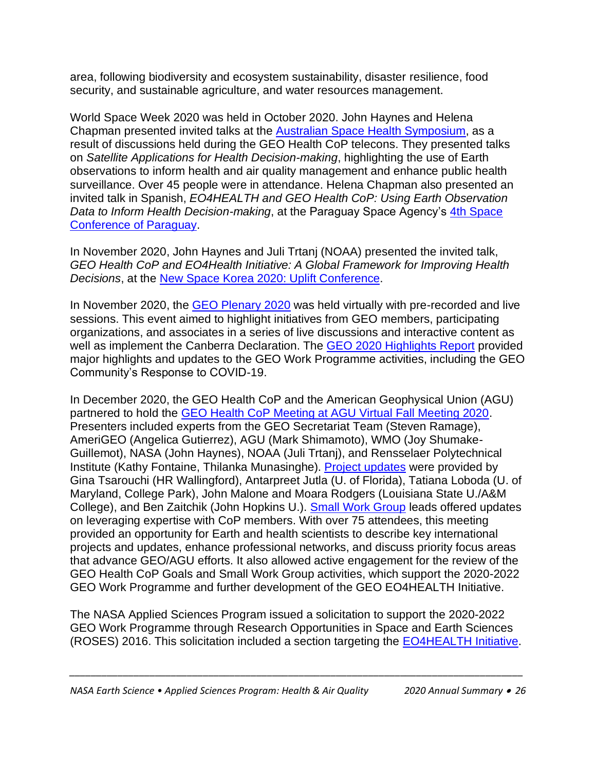area, following biodiversity and ecosystem sustainability, disaster resilience, food security, and sustainable agriculture, and water resources management.

World Space Week 2020 was held in October 2020. John Haynes and Helena Chapman presented invited talks at the Australian Space Health Symposium, as a result of discussions held during the GEO Health CoP telecons. They presented talks on *Satellite Applications for Health Decision-making*, highlighting the use of Earth observations to inform health and air quality management and enhance public health surveillance. Over 45 people were in attendance. Helena Chapman also presented an invited talk in Spanish, *EO4HEALTH and GEO Health CoP: Using Earth Observation Data to Inform Health Decision-making*, at the Paraguay Space Agency's 4th Space Conference of Paraguay.

In November 2020, John Haynes and Juli Trtanj (NOAA) presented the invited talk, *GEO Health CoP and EO4Health Initiative: A Global Framework for Improving Health Decisions*, at the New Space Korea 2020: Uplift Conference.

In November 2020, the GEO Plenary 2020 was held virtually with pre-recorded and live sessions. This event aimed to highlight initiatives from GEO members, participating organizations, and associates in a series of live discussions and interactive content as well as implement the Canberra Declaration. The GEO 2020 Highlights Report provided major highlights and updates to the GEO Work Programme activities, including the GEO Community's Response to COVID-19.

In December 2020, the GEO Health CoP and the American Geophysical Union (AGU) partnered to hold the GEO Health CoP Meeting at AGU Virtual Fall Meeting 2020. Presenters included experts from the GEO Secretariat Team (Steven Ramage), AmeriGEO (Angelica Gutierrez), AGU (Mark Shimamoto), WMO (Joy Shumake-Guillemot), NASA (John Haynes), NOAA (Juli Trtanj), and Rensselaer Polytechnical Institute (Kathy Fontaine, Thilanka Munasinghe). Project updates were provided by Gina Tsarouchi (HR Wallingford), Antarpreet Jutla (U. of Florida), Tatiana Loboda (U. of Maryland, College Park), John Malone and Moara Rodgers (Louisiana State U./A&M College), and Ben Zaitchik (John Hopkins U.). Small Work Group leads offered updates on leveraging expertise with CoP members. With over 75 attendees, this meeting provided an opportunity for Earth and health scientists to describe key international projects and updates, enhance professional networks, and discuss priority focus areas that advance GEO/AGU efforts. It also allowed active engagement for the review of the GEO Health CoP Goals and Small Work Group activities, which support the 2020-2022 GEO Work Programme and further development of the GEO EO4HEALTH Initiative.

The NASA Applied Sciences Program issued a solicitation to support the 2020-2022 GEO Work Programme through Research Opportunities in Space and Earth Sciences (ROSES) 2016. This solicitation included a section targeting the EO4HEALTH Initiative.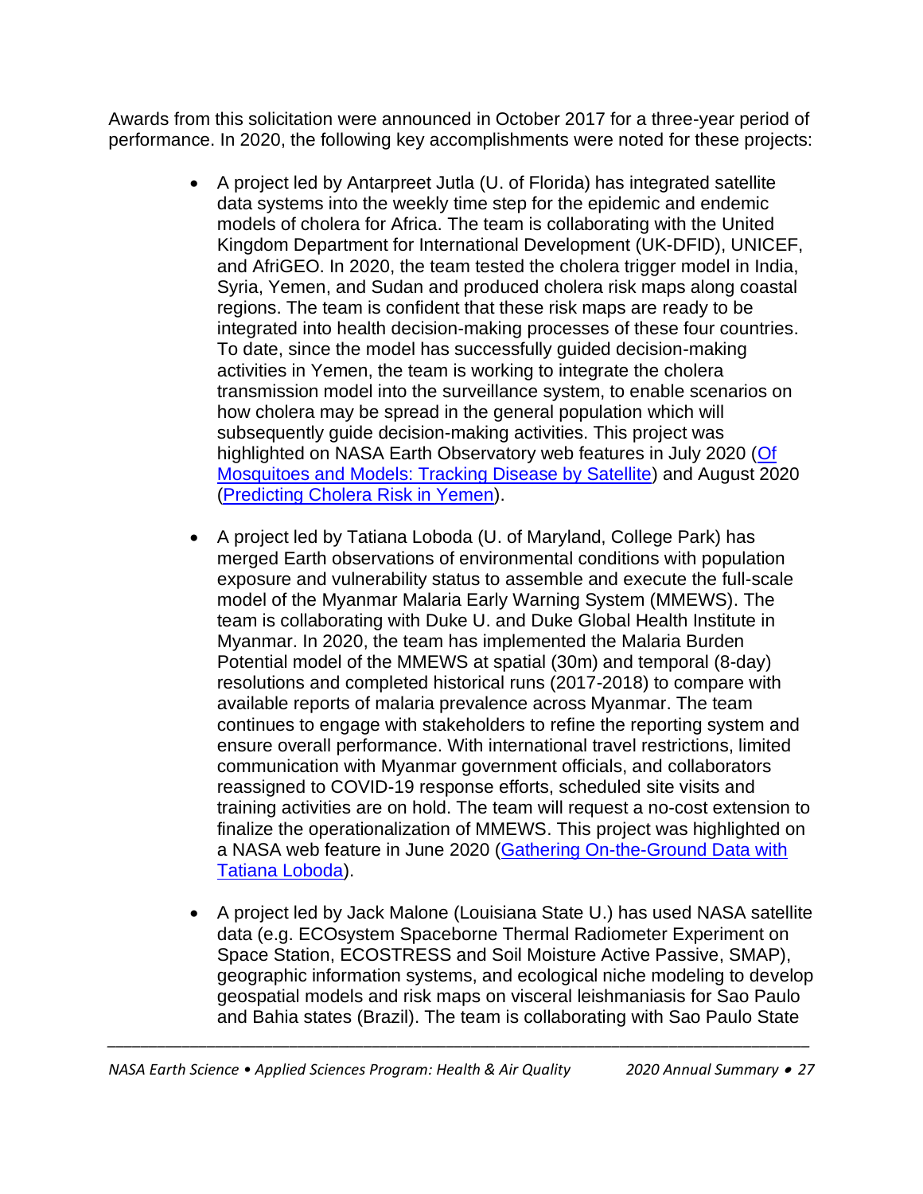Awards from this solicitation were announced in October 2017 for a three-year period of performance. In 2020, the following key accomplishments were noted for these projects:

- A project led by Antarpreet Jutla (U. of Florida) has integrated satellite data systems into the weekly time step for the epidemic and endemic models of cholera for Africa. The team is collaborating with the United Kingdom Department for International Development (UK-DFID), UNICEF, and AfriGEO. In 2020, the team tested the cholera trigger model in India, Syria, Yemen, and Sudan and produced cholera risk maps along coastal regions. The team is confident that these risk maps are ready to be integrated into health decision-making processes of these four countries. To date, since the model has successfully guided decision-making activities in Yemen, the team is working to integrate the cholera transmission model into the surveillance system, to enable scenarios on how cholera may be spread in the general population which will subsequently guide decision-making activities. This project was highlighted on NASA Earth Observatory web features in July 2020 (Of Mosquitoes and Models: Tracking Disease by Satellite) and August 2020 (Predicting Cholera Risk in Yemen).

- A project led by Tatiana Loboda (U. of Maryland, College Park) has merged Earth observations of environmental conditions with population exposure and vulnerability status to assemble and execute the full-scale model of the Myanmar Malaria Early Warning System (MMEWS). The team is collaborating with Duke U. and Duke Global Health Institute in Myanmar. In 2020, the team has implemented the Malaria Burden Potential model of the MMEWS at spatial (30m) and temporal (8-day) resolutions and completed historical runs (2017-2018) to compare with available reports of malaria prevalence across Myanmar. The team continues to engage with stakeholders to refine the reporting system and ensure overall performance. With international travel restrictions, limited communication with Myanmar government officials, and collaborators reassigned to COVID-19 response efforts, scheduled site visits and training activities are on hold. The team will request a no-cost extension to finalize the operationalization of MMEWS. This project was highlighted on a NASA web feature in June 2020 (Gathering On-the-Ground Data with Tatiana Loboda).

- A project led by Jack Malone (Louisiana State U.) has used NASA satellite data (e.g. ECOsystem Spaceborne Thermal Radiometer Experiment on Space Station, ECOSTRESS and Soil Moisture Active Passive, SMAP), geographic information systems, and ecological niche modeling to develop geospatial models and risk maps on visceral leishmaniasis for Sao Paulo and Bahia states (Brazil). The team is collaborating with Sao Paulo State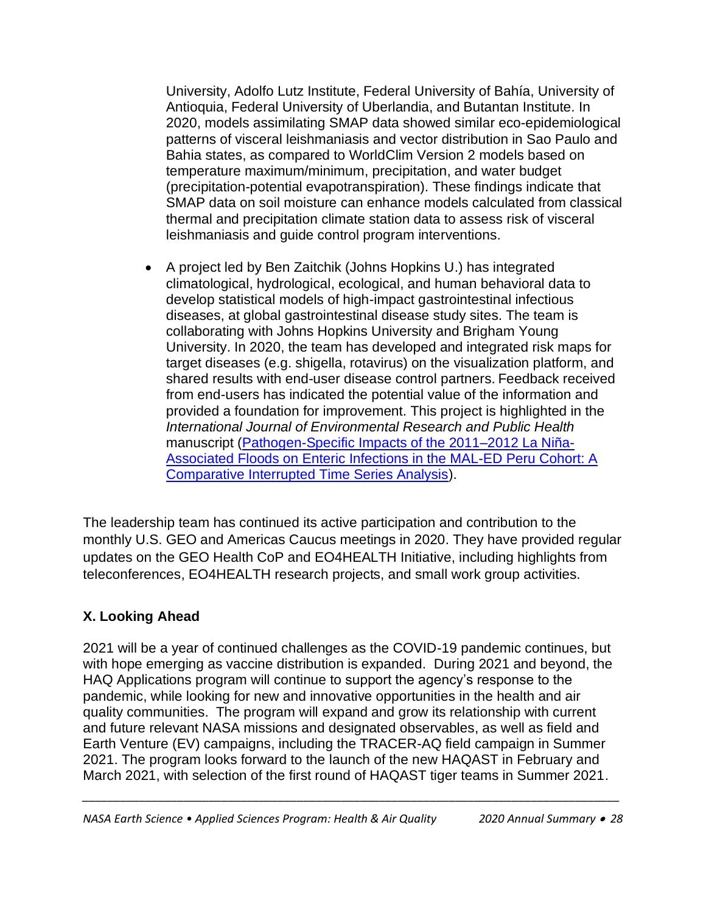University, Adolfo Lutz Institute, Federal University of Bahía, University of Antioquia, Federal University of Uberlandia, and Butantan Institute. In 2020, models assimilating SMAP data showed similar eco-epidemiological patterns of visceral leishmaniasis and vector distribution in Sao Paulo and Bahia states, as compared to WorldClim Version 2 models based on temperature maximum/minimum, precipitation, and water budget (precipitation-potential evapotranspiration). These findings indicate that SMAP data on soil moisture can enhance models calculated from classical thermal and precipitation climate station data to assess risk of visceral leishmaniasis and guide control program interventions.

- A project led by Ben Zaitchik (Johns Hopkins U.) has integrated climatological, hydrological, ecological, and human behavioral data to develop statistical models of high-impact gastrointestinal infectious diseases, at global gastrointestinal disease study sites. The team is collaborating with Johns Hopkins University and Brigham Young University. In 2020, the team has developed and integrated risk maps for target diseases (e.g. shigella, rotavirus) on the visualization platform, and shared results with end-user disease control partners. Feedback received from end-users has indicated the potential value of the information and provided a foundation for improvement. This project is highlighted in the *International Journal of Environmental Research and Public Health* manuscript (Pathogen-Specific Impacts of the 2011–2012 La Niña-Associated Floods on Enteric Infections in the MAL-ED Peru Cohort: A Comparative Interrupted Time Series Analysis).

The leadership team has continued its active participation and contribution to the monthly U.S. GEO and Americas Caucus meetings in 2020. They have provided regular updates on the GEO Health CoP and EO4HEALTH Initiative, including highlights from teleconferences, EO4HEALTH research projects, and small work group activities.

## X. Looking Ahead

2021 will be a year of continued challenges as the COVID-19 pandemic continues, but with hope emerging as vaccine distribution is expanded. During 2021 and beyond, the HAQ Applications program will continue to support the agency's response to the pandemic, while looking for new and innovative opportunities in the health and air quality communities. The program will expand and grow its relationship with current and future relevant NASA missions and designated observables, as well as field and Earth Venture (EV) campaigns, including the TRACER-AQ field campaign in Summer 2021. The program looks forward to the launch of the new HAQAST in February and March 2021, with selection of the first round of HAQAST tiger teams in Summer 2021.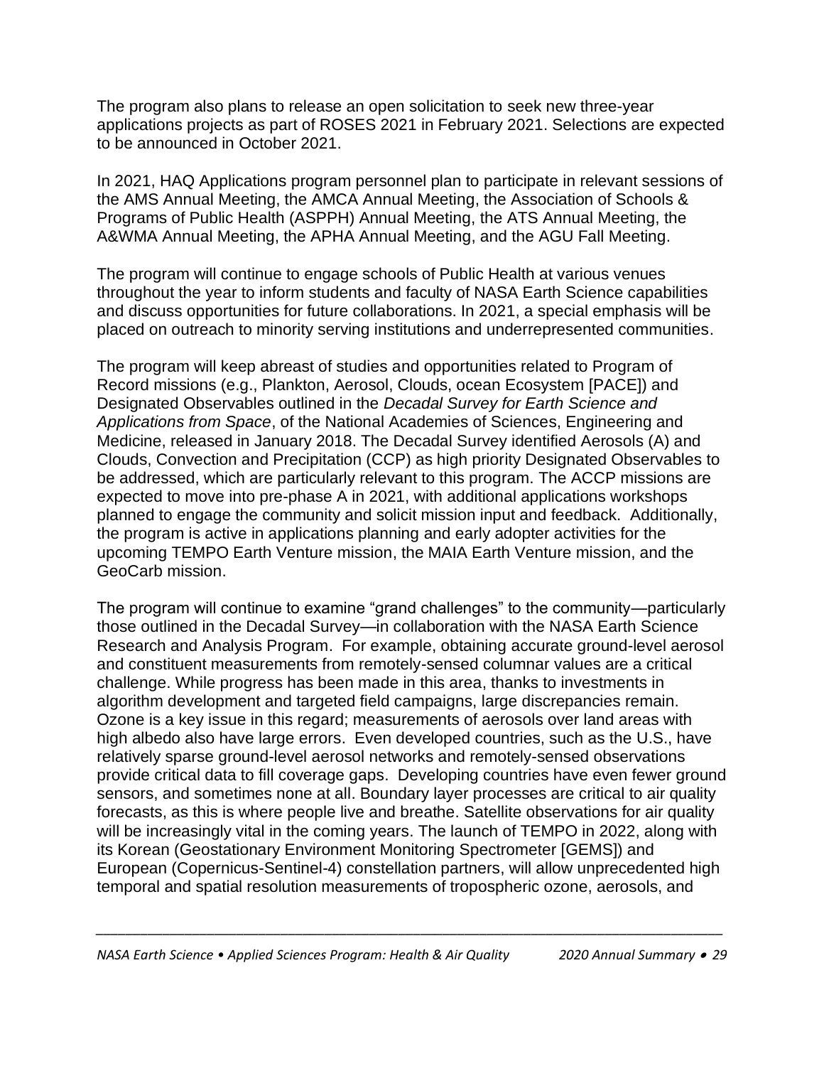The program also plans to release an open solicitation to seek new three-year applications projects as part of ROSES 2021 in February 2021. Selections are expected to be announced in October 2021.

In 2021, HAQ Applications program personnel plan to participate in relevant sessions of the AMS Annual Meeting, the AMCA Annual Meeting, the Association of Schools & Programs of Public Health (ASPPH) Annual Meeting, the ATS Annual Meeting, the A&WMA Annual Meeting, the APHA Annual Meeting, and the AGU Fall Meeting.

The program will continue to engage schools of Public Health at various venues throughout the year to inform students and faculty of NASA Earth Science capabilities and discuss opportunities for future collaborations. In 2021, a special emphasis will be placed on outreach to minority serving institutions and underrepresented communities.

The program will keep abreast of studies and opportunities related to Program of Record missions (e.g., Plankton, Aerosol, Clouds, ocean Ecosystem [PACE]) and Designated Observables outlined in the *Decadal Survey for Earth Science and Applications from Space*, of the National Academies of Sciences, Engineering and Medicine, released in January 2018. The Decadal Survey identified Aerosols (A) and Clouds, Convection and Precipitation (CCP) as high priority Designated Observables to be addressed, which are particularly relevant to this program. The ACCP missions are expected to move into pre-phase A in 2021, with additional applications workshops planned to engage the community and solicit mission input and feedback. Additionally, the program is active in applications planning and early adopter activities for the upcoming TEMPO Earth Venture mission, the MAIA Earth Venture mission, and the GeoCarb mission.

The program will continue to examine "grand challenges" to the community—particularly those outlined in the Decadal Survey—in collaboration with the NASA Earth Science Research and Analysis Program. For example, obtaining accurate ground-level aerosol and constituent measurements from remotely-sensed columnar values are a critical challenge. While progress has been made in this area, thanks to investments in algorithm development and targeted field campaigns, large discrepancies remain. Ozone is a key issue in this regard; measurements of aerosols over land areas with high albedo also have large errors. Even developed countries, such as the U.S., have relatively sparse ground-level aerosol networks and remotely-sensed observations provide critical data to fill coverage gaps. Developing countries have even fewer ground sensors, and sometimes none at all. Boundary layer processes are critical to air quality forecasts, as this is where people live and breathe. Satellite observations for air quality will be increasingly vital in the coming years. The launch of TEMPO in 2022, along with its Korean (Geostationary Environment Monitoring Spectrometer [GEMS]) and European (Copernicus-Sentinel-4) constellation partners, will allow unprecedented high temporal and spatial resolution measurements of tropospheric ozone, aerosols, and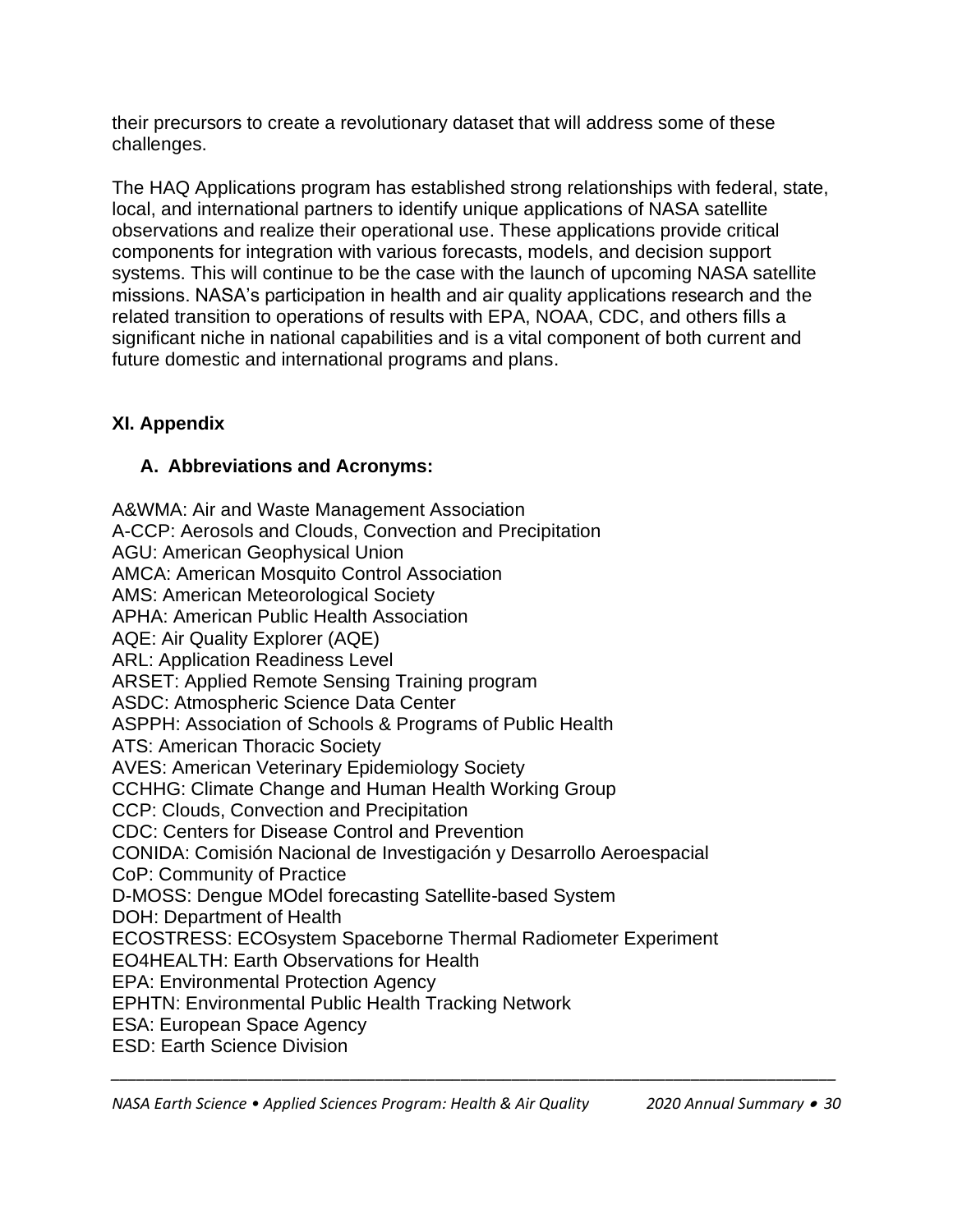their precursors to create a revolutionary dataset that will address some of these challenges.

The HAQ Applications program has established strong relationships with federal, state, local, and international partners to identify unique applications of NASA satellite observations and realize their operational use. These applications provide critical components for integration with various forecasts, models, and decision support systems. This will continue to be the case with the launch of upcoming NASA satellite missions. NASA's participation in health and air quality applications research and the related transition to operations of results with EPA, NOAA, CDC, and others fills a significant niche in national capabilities and is a vital component of both current and future domestic and international programs and plans.

## XI. Appendix

### A. Abbreviations and Acronyms:

A&WMA: Air and Waste Management Association
A-CCP: Aerosols and Clouds, Convection and Precipitation
AGU: American Geophysical Union
AMCA: American Mosquito Control Association
AMS: American Meteorological Society
APHA: American Public Health Association
AQE: Air Quality Explorer (AQE)
ARL: Application Readiness Level
ARSET: Applied Remote Sensing Training program
ASDC: Atmospheric Science Data Center
ASPPH: Association of Schools & Programs of Public Health
ATS: American Thoracic Society
AVES: American Veterinary Epidemiology Society
CCHHG: Climate Change and Human Health Working Group
CCP: Clouds, Convection and Precipitation
CDC: Centers for Disease Control and Prevention
CONIDA: Comisión Nacional de Investigación y Desarrollo Aeroespacial
CoP: Community of Practice
D-MOSS: Dengue MOdel forecasting Satellite-based System
DOH: Department of Health
ECOSTRESS: ECOsystem Spaceborne Thermal Radiometer Experiment
EO4HEALTH: Earth Observations for Health
EPA: Environmental Protection Agency
EPHTN: Environmental Public Health Tracking Network
ESA: European Space Agency
ESD: Earth Science Division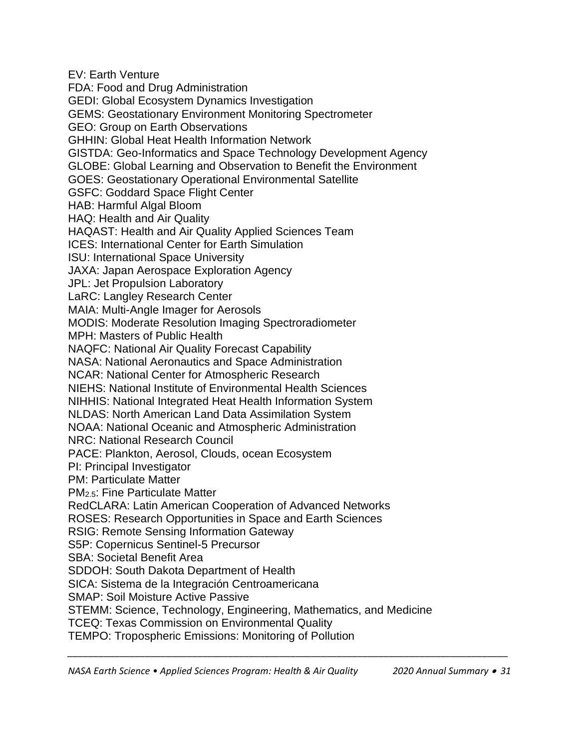EV: Earth Venture
FDA: Food and Drug Administration
GEDI: Global Ecosystem Dynamics Investigation
GEMS: Geostationary Environment Monitoring Spectrometer
GEO: Group on Earth Observations
GHHIN: Global Heat Health Information Network
GISTDA: Geo-Informatics and Space Technology Development Agency
GLOBE: Global Learning and Observation to Benefit the Environment
GOES: Geostationary Operational Environmental Satellite
GSFC: Goddard Space Flight Center
HAB: Harmful Algal Bloom
HAQ: Health and Air Quality
HAQAST: Health and Air Quality Applied Sciences Team
ICES: International Center for Earth Simulation
ISU: International Space University
JAXA: Japan Aerospace Exploration Agency
JPL: Jet Propulsion Laboratory
LaRC: Langley Research Center
MAIA: Multi-Angle Imager for Aerosols
MODIS: Moderate Resolution Imaging Spectroradiometer
MPH: Masters of Public Health
NAQFC: National Air Quality Forecast Capability
NASA: National Aeronautics and Space Administration
NCAR: National Center for Atmospheric Research
NIEHS: National Institute of Environmental Health Sciences
NIHHIS: National Integrated Heat Health Information System
NLDAS: North American Land Data Assimilation System
NOAA: National Oceanic and Atmospheric Administration
NRC: National Research Council
PACE: Plankton, Aerosol, Clouds, ocean Ecosystem
PI: Principal Investigator
PM: Particulate Matter
$PM_{2.5}$: Fine Particulate Matter
RedCLARA: Latin American Cooperation of Advanced Networks
ROSES: Research Opportunities in Space and Earth Sciences
RSIG: Remote Sensing Information Gateway
S5P: Copernicus Sentinel-5 Precursor
SBA: Societal Benefit Area
SDDOH: South Dakota Department of Health
SICA: Sistema de la Integración Centroamericana
SMAP: Soil Moisture Active Passive
STEMM: Science, Technology, Engineering, Mathematics, and Medicine
TCEQ: Texas Commission on Environmental Quality
TEMPO: Tropospheric Emissions: Monitoring of Pollution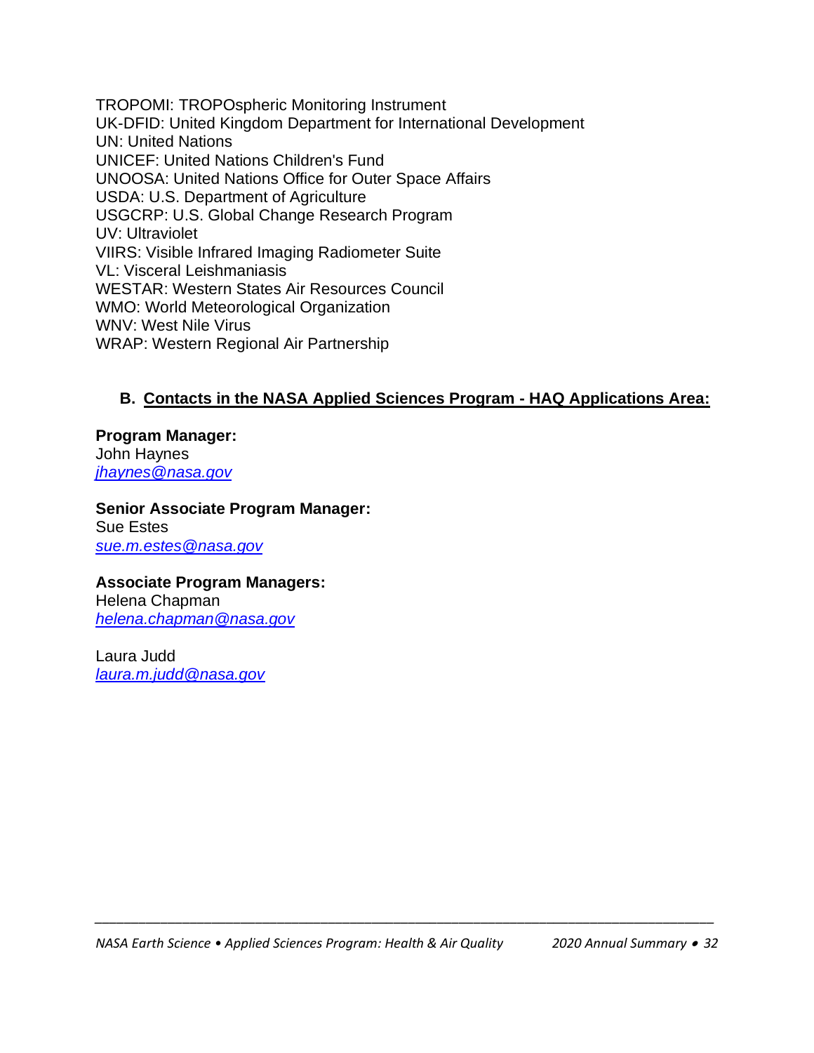TROPOMI: TROPOspheric Monitoring Instrument
UK-DFID: United Kingdom Department for International Development
UN: United Nations
UNICEF: United Nations Children's Fund
UNOOSA: United Nations Office for Outer Space Affairs
USDA: U.S. Department of Agriculture
USGCRP: U.S. Global Change Research Program
UV: Ultraviolet
VIIRS: Visible Infrared Imaging Radiometer Suite
VL: Visceral Leishmaniasis
WESTAR: Western States Air Resources Council
WMO: World Meteorological Organization
WNV: West Nile Virus
WRAP: Western Regional Air Partnership

## B. Contacts in the NASA Applied Sciences Program - HAQ Applications Area:

**Program Manager:**
John Haynes
*jhaynes@nasa.gov*

**Senior Associate Program Manager:**
Sue Estes
*sue.m.estes@nasa.gov*

**Associate Program Managers:**
Helena Chapman
*helena.chapman@nasa.gov*

Laura Judd
*laura.m.judd@nasa.gov*